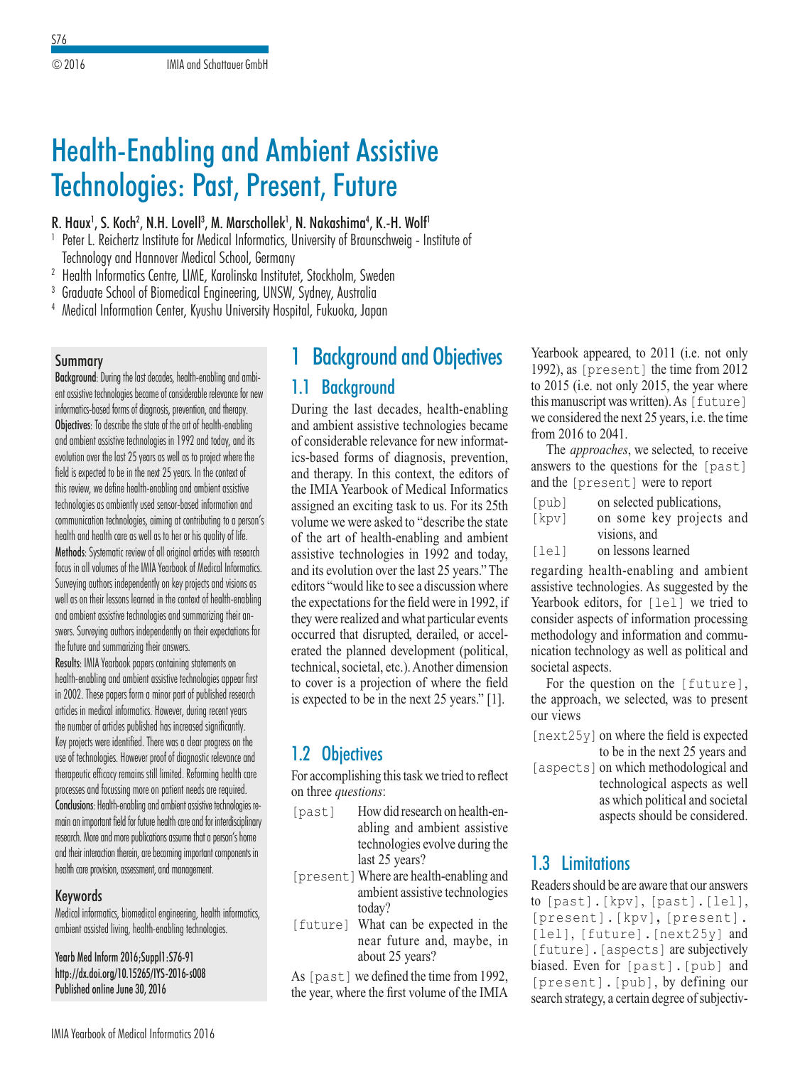# Health-Enabling and Ambient Assistive Technologies: Past, Present, Future

R. Haux[1], S. Koch[2], N.H. Lovell[3], M. Marschollek[1], N. Nakashima[4], K.-H. Wolf[1]

[1] Peter L. Reichertz Institute for Medical Informatics, University of Braunschweig - Institute of Technology and Hannover Medical School, Germany
[2] Health Informatics Centre, LIME, Karolinska Institutet, Stockholm, Sweden
[3] Graduate School of Biomedical Engineering, UNSW, Sydney, Australia
[4] Medical Information Center, Kyushu University Hospital, Fukuoka, Japan

## Summary

**Background**: During the last decades, health-enabling and ambient assistive technologies became of considerable relevance for new informatics-based forms of diagnosis, prevention, and therapy.
**Objectives**: To describe the state of the art of health-enabling and ambient assistive technologies in 1992 and today, and its evolution over the last 25 years as well as to project where the field is expected to be in the next 25 years. In the context of this review, we define health-enabling and ambient assistive technologies as ambiently used sensor-based information and communication technologies, aiming at contributing to a person's health and health care as well as to her or his quality of life.
**Methods**: Systematic review of all original articles with research focus in all volumes of the IMIA Yearbook of Medical Informatics. Surveying authors independently on key projects and visions as well as on their lessons learned in the context of health-enabling and ambient assistive technologies and summarizing their answers. Surveying authors independently on their expectations for the future and summarizing their answers.
**Results**: IMIA Yearbook papers containing statements on health-enabling and ambient assistive technologies appear first in 2002. These papers form a minor part of published research articles in medical informatics. However, during recent years the number of articles published has increased significantly. Key projects were identified. There was a clear progress on the use of technologies. However proof of diagnostic relevance and therapeutic efficacy remains still limited. Reforming health care processes and focussing more on patient needs are required.
**Conclusions**: Health-enabling and ambient assistive technologies remain an important field for future health care and for interdisciplinary research. More and more publications assume that a person's home and their interaction therein, are becoming important components in health care provision, assessment, and management.

## Keywords

Medical informatics, biomedical engineering, health informatics, ambient assisted living, health-enabling technologies.

Yearb Med Inform 2016;Suppl1:S76-91
http://dx.doi.org/10.15265/IYS-2016-s008
Published online June 30, 2016

# 1 Background and Objectives

## 1.1 Background

During the last decades, health-enabling and ambient assistive technologies became of considerable relevance for new informatics-based forms of diagnosis, prevention, and therapy. In this context, the editors of the IMIA Yearbook of Medical Informatics assigned an exciting task to us. For its 25th volume we were asked to "describe the state of the art of health-enabling and ambient assistive technologies in 1992 and today, and its evolution over the last 25 years." The editors "would like to see a discussion where the expectations for the field were in 1992, if they were realized and what particular events occurred that disrupted, derailed, or accelerated the planned development (political, technical, societal, etc.). Another dimension to cover is a projection of where the field is expected to be in the next 25 years." [1].

## 1.2 Objectives

For accomplishing this task we tried to reflect on three *questions*:

- [past] How did research on health-enabling and ambient assistive technologies evolve during the last 25 years?
- [present] Where are health-enabling and ambient assistive technologies today?
- [future] What can be expected in the near future and, maybe, in about 25 years?

As [past] we defined the time from 1992, the year, where the first volume of the IMIA Yearbook appeared, to 2011 (i.e. not only 1992), as [present] the time from 2012 to 2015 (i.e. not only 2015, the year where this manuscript was written). As [future] we considered the next 25 years, i.e. the time from 2016 to 2041.

The *approaches*, we selected, to receive answers to the questions for the [past] and the [present] were to report

- [pub] on selected publications,
- [kpv] on some key projects and visions, and
- [lel] on lessons learned

regarding health-enabling and ambient assistive technologies. As suggested by the Yearbook editors, for [lel] we tried to consider aspects of information processing methodology and information and communication technology as well as political and societal aspects.

For the question on the [future], the approach, we selected, was to present our views

- [next25y] on where the field is expected to be in the next 25 years and
- [aspects] on which methodological and technological aspects as well as which political and societal aspects should be considered.

## 1.3 Limitations

Readers should be are aware that our answers to [past].[kpv], [past].[lel], [present].[kpv], [present].[lel], [future].[next25y] and [future].[aspects] are subjectively biased. Even for [past].[pub] and [present].[pub], by defining our search strategy, a certain degree of subjectiv-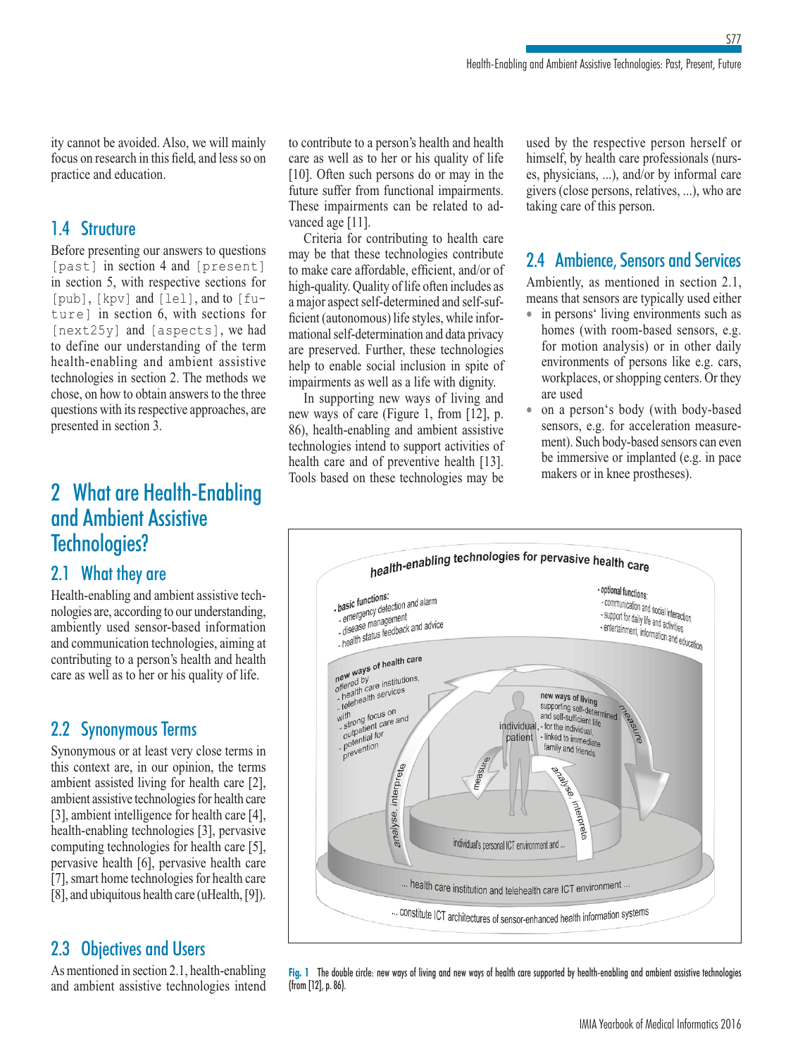ity cannot be avoided. Also, we will mainly focus on research in this field, and less so on practice and education.

## 1.4 Structure

Before presenting our answers to questions [past] in section 4 and [present] in section 5, with respective sections for [pub], [kpv] and [lel], and to [future] in section 6, with sections for [next25y] and [aspects], we had to define our understanding of the term health-enabling and ambient assistive technologies in section 2. The methods we chose, on how to obtain answers to the three questions with its respective approaches, are presented in section 3.

# 2 What are Health-Enabling and Ambient Assistive Technologies?

## 2.1 What they are

Health-enabling and ambient assistive technologies are, according to our understanding, ambiently used sensor-based information and communication technologies, aiming at contributing to a person's health and health care as well as to her or his quality of life.

## 2.2 Synonymous Terms

Synonymous or at least very close terms in this context are, in our opinion, the terms ambient assisted living for health care [2], ambient assistive technologies for health care [3], ambient intelligence for health care [4], health-enabling technologies [3], pervasive computing technologies for health care [5], pervasive health [6], pervasive health care [7], smart home technologies for health care [8], and ubiquitous health care (uHealth, [9]).

## 2.3 Objectives and Users

As mentioned in section 2.1, health-enabling and ambient assistive technologies intend to contribute to a person's health and health care as well as to her or his quality of life [10]. Often such persons do or may in the future suffer from functional impairments. These impairments can be related to advanced age [11].

Criteria for contributing to health care may be that these technologies contribute to make care affordable, efficient, and/or of high-quality. Quality of life often includes as a major aspect self-determined and self-sufficient (autonomous) life styles, while informational self-determination and data privacy are preserved. Further, these technologies help to enable social inclusion in spite of impairments as well as a life with dignity.

In supporting new ways of living and new ways of care (Figure 1, from [12], p. 86), health-enabling and ambient assistive technologies intend to support activities of health care and of preventive health [13]. Tools based on these technologies may be used by the respective person herself or himself, by health care professionals (nurses, physicians, ...), and/or by informal care givers (close persons, relatives, ...), who are taking care of this person.

## 2.4 Ambience, Sensors and Services

Ambiently, as mentioned in section 2.1, means that sensors are typically used either

- in persons' living environments such as homes (with room-based sensors, e.g. for motion analysis) or in other daily environments of persons like e.g. cars, workplaces, or shopping centers. Or they are used
- on a person's body (with body-based sensors, e.g. for acceleration measurement). Such body-based sensors can even be immersive or implanted (e.g. in pace makers or in knee prostheses).

**Fig. 1** The double circle: new ways of living and new ways of health care supported by health-enabling and ambient assistive technologies (from [12], p. 86).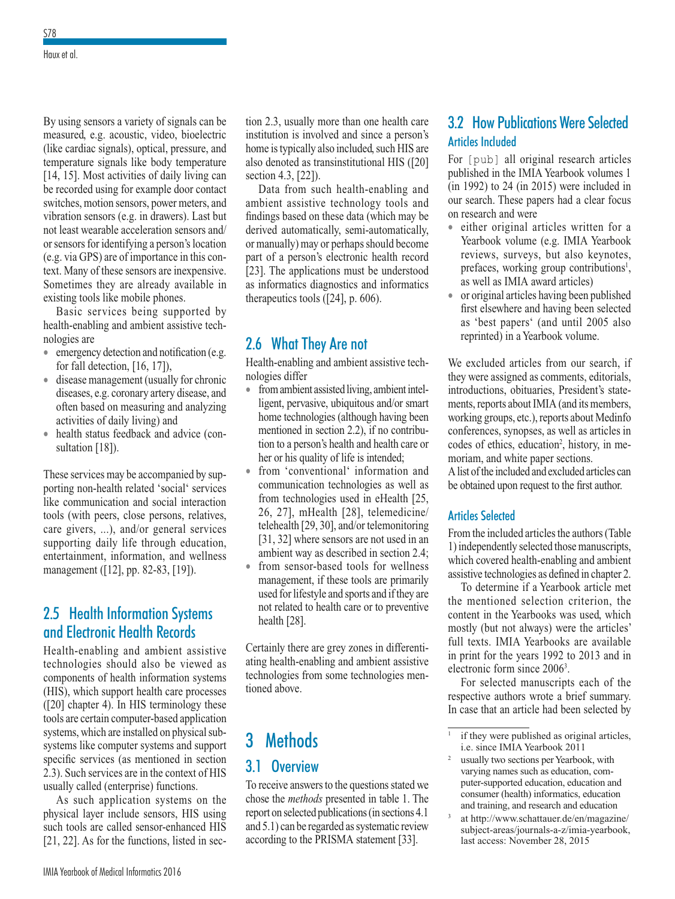By using sensors a variety of signals can be measured, e.g. acoustic, video, bioelectric (like cardiac signals), optical, pressure, and temperature signals like body temperature [14, 15]. Most activities of daily living can be recorded using for example door contact switches, motion sensors, power meters, and vibration sensors (e.g. in drawers). Last but not least wearable acceleration sensors and/or sensors for identifying a person's location (e.g. via GPS) are of importance in this context. Many of these sensors are inexpensive. Sometimes they are already available in existing tools like mobile phones.

Basic services being supported by health-enabling and ambient assistive technologies are

- emergency detection and notification (e.g. for fall detection, [16, 17]),
- disease management (usually for chronic diseases, e.g. coronary artery disease, and often based on measuring and analyzing activities of daily living) and
- health status feedback and advice (consultation [18]).

These services may be accompanied by supporting non-health related 'social' services like communication and social interaction tools (with peers, close persons, relatives, care givers, ...), and/or general services supporting daily life through education, entertainment, information, and wellness management ([12], pp. 82-83, [19]).

## 2.5 Health Information Systems and Electronic Health Records

Health-enabling and ambient assistive technologies should also be viewed as components of health information systems (HIS), which support health care processes ([20] chapter 4). In HIS terminology these tools are certain computer-based application systems, which are installed on physical subsystems like computer systems and support specific services (as mentioned in section 2.3). Such services are in the context of HIS usually called (enterprise) functions.

As such application systems on the physical layer include sensors, HIS using such tools are called sensor-enhanced HIS [21, 22]. As for the functions, listed in section 2.3, usually more than one health care institution is involved and since a person's home is typically also included, such HIS are also denoted as transinstitutional HIS ([20] section 4.3, [22]).

Data from such health-enabling and ambient assistive technology tools and findings based on these data (which may be derived automatically, semi-automatically, or manually) may or perhaps should become part of a person's electronic health record [23]. The applications must be understood as informatics diagnostics and informatics therapeutics tools ([24], p. 606).

## 2.6 What They Are not

Health-enabling and ambient assistive technologies differ

- from ambient assisted living, ambient intelligent, pervasive, ubiquitous and/or smart home technologies (although having been mentioned in section 2.2), if no contribution to a person's health and health care or her or his quality of life is intended;
- from 'conventional' information and communication technologies as well as from technologies used in eHealth [25, 26, 27], mHealth [28], telemedicine/telehealth [29, 30], and/or telemonitoring [31, 32] where sensors are not used in an ambient way as described in section 2.4;
- from sensor-based tools for wellness management, if these tools are primarily used for lifestyle and sports and if they are not related to health care or to preventive health [28].

Certainly there are grey zones in differentiating health-enabling and ambient assistive technologies from some technologies mentioned above.

# 3 Methods

## 3.1 Overview

To receive answers to the questions stated we chose the *methods* presented in table 1. The report on selected publications (in sections 4.1 and 5.1) can be regarded as systematic review according to the PRISMA statement [33].

## 3.2 How Publications Were Selected

### Articles Included

For [pub] all original research articles published in the IMIA Yearbook volumes 1 (in 1992) to 24 (in 2015) were included in our search. These papers had a clear focus on research and were

- either original articles written for a Yearbook volume (e.g. IMIA Yearbook reviews, surveys, but also keynotes, prefaces, working group contributions[1], as well as IMIA award articles)
- or original articles having been published first elsewhere and having been selected as 'best papers' (and until 2005 also reprinted) in a Yearbook volume.

We excluded articles from our search, if they were assigned as comments, editorials, introductions, obituaries, President's statements, reports about IMIA (and its members, working groups, etc.), reports about Medinfo conferences, synopses, as well as articles in codes of ethics, education[2], history, in memoriam, and white paper sections.

A list of the included and excluded articles can be obtained upon request to the first author.

### Articles Selected

From the included articles the authors (Table 1) independently selected those manuscripts, which covered health-enabling and ambient assistive technologies as defined in chapter 2.

To determine if a Yearbook article met the mentioned selection criterion, the content in the Yearbooks was used, which mostly (but not always) were the articles' full texts. IMIA Yearbooks are available in print for the years 1992 to 2013 and in electronic form since 2006[3].

For selected manuscripts each of the respective authors wrote a brief summary. In case that an article had been selected by

---

[1] if they were published as original articles, i.e. since IMIA Yearbook 2011

[2] usually two sections per Yearbook, with varying names such as education, computer-supported education, education and consumer (health) informatics, education and training, and research and education

[3] at http://www.schattauer.de/en/magazine/subject-areas/journals-a-z/imia-yearbook, last access: November 28, 2015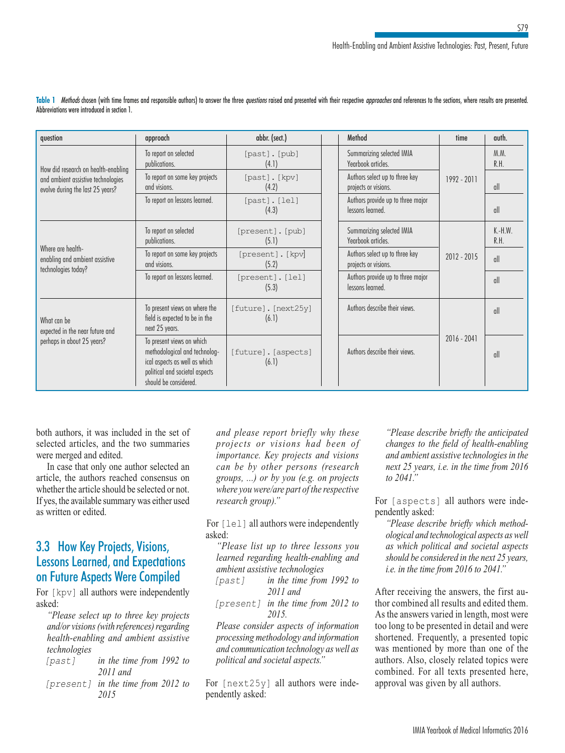**Table 1** *Methods* chosen (with time frames and responsible authors) to answer the three *questions* raised and presented with their respective *approaches* and references to the sections, where results are presented. Abbreviations were introduced in section 1.

| question | approach | abbr. (sect.) | Method | time | auth. |
|---|---|---|---|---|---|
| How did research on health-enabling and ambient assistive technologies evolve during the last 25 years? | To report on selected publications. | [past].[pub] (4.1) | Summarizing selected IMIA Yearbook articles. | 1992 - 2011 | M.M. R.H. |
| | To report on some key projects and visions. | [past].[kpv] (4.2) | Authors select up to three key projects or visions. | | all |
| | To report on lessons learned. | [past].[lel] (4.3) | Authors provide up to three major lessons learned. | | all |
| Where are health-enabling and ambient assistive technologies today? | To report on selected publications. | [present].[pub] (5.1) | Summarizing selected IMIA Yearbook articles. | 2012 - 2015 | K.-H.W. R.H. |
| | To report on some key projects and visions. | [present].[kpv] (5.2) | Authors select up to three key projects or visions. | | all |
| | To report on lessons learned. | [present].[lel] (5.3) | Authors provide up to three major lessons learned. | | all |
| What can be expected in the near future and perhaps in about 25 years? | To present views on where the field is expected to be in the next 25 years. | [future].[next25y] (6.1) | Authors describe their views. | 2016 - 2041 | all |
| | To present views on which methodological and technological aspects as well as which political and societal aspects should be considered. | [future].[aspects] (6.1) | Authors describe their views. | | all |

both authors, it was included in the set of selected articles, and the two summaries were merged and edited.

In case that only one author selected an article, the authors reached consensus on whether the article should be selected or not. If yes, the available summary was either used as written or edited.

## 3.3 How Key Projects, Visions, Lessons Learned, and Expectations on Future Aspects Were Compiled

For [kpv] all authors were independently asked:

*"Please select up to three key projects and/or visions (with references) regarding health-enabling and ambient assistive technologies*
*[past] in the time from 1992 to 2011 and*
*[present] in the time from 2012 to 2015*
*and please report briefly why these projects or visions had been of importance. Key projects and visions can be by other persons (research groups, ...) or by you (e.g. on projects where you were/are part of the respective research group)."*

For [lel] all authors were independently asked:

*"Please list up to three lessons you learned regarding health-enabling and ambient assistive technologies*
*[past] in the time from 1992 to 2011 and*
*[present] in the time from 2012 to 2015.*
*Please consider aspects of information processing methodology and information and communication technology as well as political and societal aspects."*

For [next25y] all authors were independently asked:

*"Please describe briefly the anticipated changes to the field of health-enabling and ambient assistive technologies in the next 25 years, i.e. in the time from 2016 to 2041."*

For [aspects] all authors were independently asked:

*"Please describe briefly which methodological and technological aspects as well as which political and societal aspects should be considered in the next 25 years, i.e. in the time from 2016 to 2041."*

After receiving the answers, the first author combined all results and edited them. As the answers varied in length, most were too long to be presented in detail and were shortened. Frequently, a presented topic was mentioned by more than one of the authors. Also, closely related topics were combined. For all texts presented here, approval was given by all authors.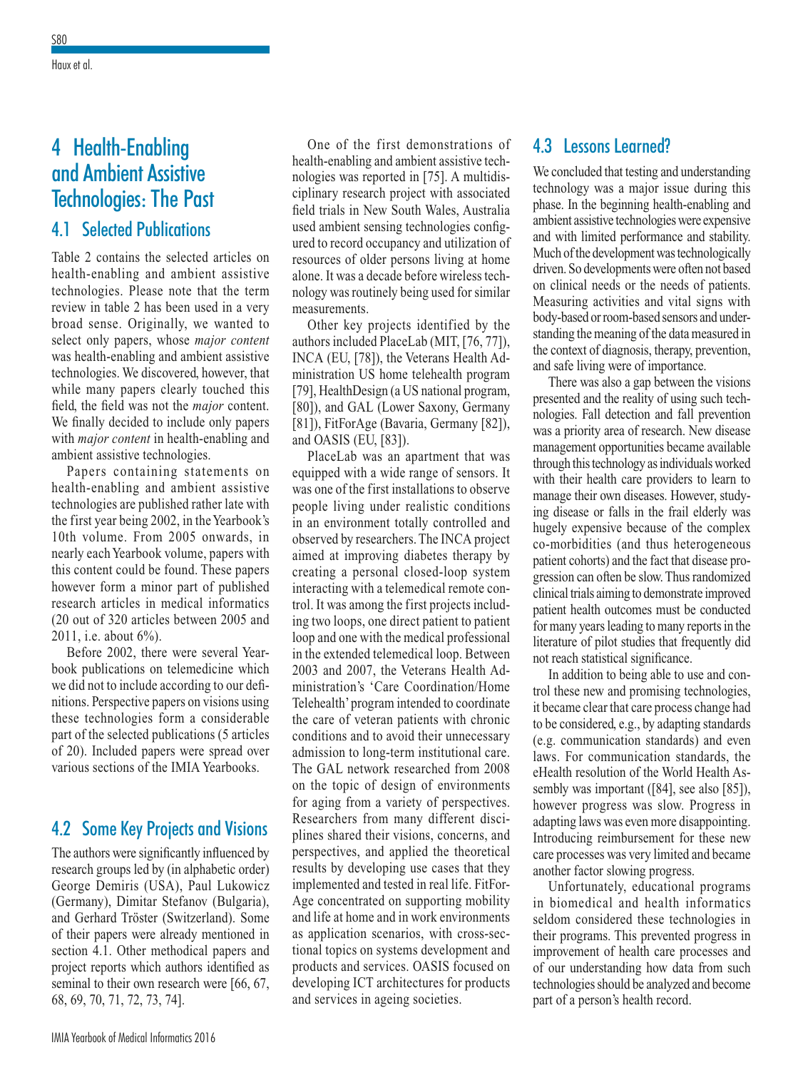# 4 Health-Enabling and Ambient Assistive Technologies: The Past

## 4.1 Selected Publications

Table 2 contains the selected articles on health-enabling and ambient assistive technologies. Please note that the term review in table 2 has been used in a very broad sense. Originally, we wanted to select only papers, whose *major content* was health-enabling and ambient assistive technologies. We discovered, however, that while many papers clearly touched this field, the field was not the *major* content. We finally decided to include only papers with *major content* in health-enabling and ambient assistive technologies.

Papers containing statements on health-enabling and ambient assistive technologies are published rather late with the first year being 2002, in the Yearbook's 10th volume. From 2005 onwards, in nearly each Yearbook volume, papers with this content could be found. These papers however form a minor part of published research articles in medical informatics (20 out of 320 articles between 2005 and 2011, i.e. about 6%).

Before 2002, there were several Yearbook publications on telemedicine which we did not to include according to our definitions. Perspective papers on visions using these technologies form a considerable part of the selected publications (5 articles of 20). Included papers were spread over various sections of the IMIA Yearbooks.

## 4.2 Some Key Projects and Visions

The authors were significantly influenced by research groups led by (in alphabetic order) George Demiris (USA), Paul Lukowicz (Germany), Dimitar Stefanov (Bulgaria), and Gerhard Tröster (Switzerland). Some of their papers were already mentioned in section 4.1. Other methodical papers and project reports which authors identified as seminal to their own research were [66, 67, 68, 69, 70, 71, 72, 73, 74].

One of the first demonstrations of health-enabling and ambient assistive technologies was reported in [75]. A multidisciplinary research project with associated field trials in New South Wales, Australia used ambient sensing technologies configured to record occupancy and utilization of resources of older persons living at home alone. It was a decade before wireless technology was routinely being used for similar measurements.

Other key projects identified by the authors included PlaceLab (MIT, [76, 77]), INCA (EU, [78]), the Veterans Health Administration US home telehealth program [79], HealthDesign (a US national program, [80]), and GAL (Lower Saxony, Germany [81]), FitForAge (Bavaria, Germany [82]), and OASIS (EU, [83]).

PlaceLab was an apartment that was equipped with a wide range of sensors. It was one of the first installations to observe people living under realistic conditions in an environment totally controlled and observed by researchers. The INCA project aimed at improving diabetes therapy by creating a personal closed-loop system interacting with a telemedical remote control. It was among the first projects including two loops, one direct patient to patient loop and one with the medical professional in the extended telemedical loop. Between 2003 and 2007, the Veterans Health Administration's 'Care Coordination/Home Telehealth' program intended to coordinate the care of veteran patients with chronic conditions and to avoid their unnecessary admission to long-term institutional care. The GAL network researched from 2008 on the topic of design of environments for aging from a variety of perspectives. Researchers from many different disciplines shared their visions, concerns, and perspectives, and applied the theoretical results by developing use cases that they implemented and tested in real life. FitForAge concentrated on supporting mobility and life at home and in work environments as application scenarios, with cross-sectional topics on systems development and products and services. OASIS focused on developing ICT architectures for products and services in ageing societies.

## 4.3 Lessons Learned?

We concluded that testing and understanding technology was a major issue during this phase. In the beginning health-enabling and ambient assistive technologies were expensive and with limited performance and stability. Much of the development was technologically driven. So developments were often not based on clinical needs or the needs of patients. Measuring activities and vital signs with body-based or room-based sensors and understanding the meaning of the data measured in the context of diagnosis, therapy, prevention, and safe living were of importance.

There was also a gap between the visions presented and the reality of using such technologies. Fall detection and fall prevention was a priority area of research. New disease management opportunities became available through this technology as individuals worked with their health care providers to learn to manage their own diseases. However, studying disease or falls in the frail elderly was hugely expensive because of the complex co-morbidities (and thus heterogeneous patient cohorts) and the fact that disease progression can often be slow. Thus randomized clinical trials aiming to demonstrate improved patient health outcomes must be conducted for many years leading to many reports in the literature of pilot studies that frequently did not reach statistical significance.

In addition to being able to use and control these new and promising technologies, it became clear that care process change had to be considered, e.g., by adapting standards (e.g. communication standards) and even laws. For communication standards, the eHealth resolution of the World Health Assembly was important ([84], see also [85]), however progress was slow. Progress in adapting laws was even more disappointing. Introducing reimbursement for these new care processes was very limited and became another factor slowing progress.

Unfortunately, educational programs in biomedical and health informatics seldom considered these technologies in their programs. This prevented progress in improvement of health care processes and of our understanding how data from such technologies should be analyzed and become part of a person's health record.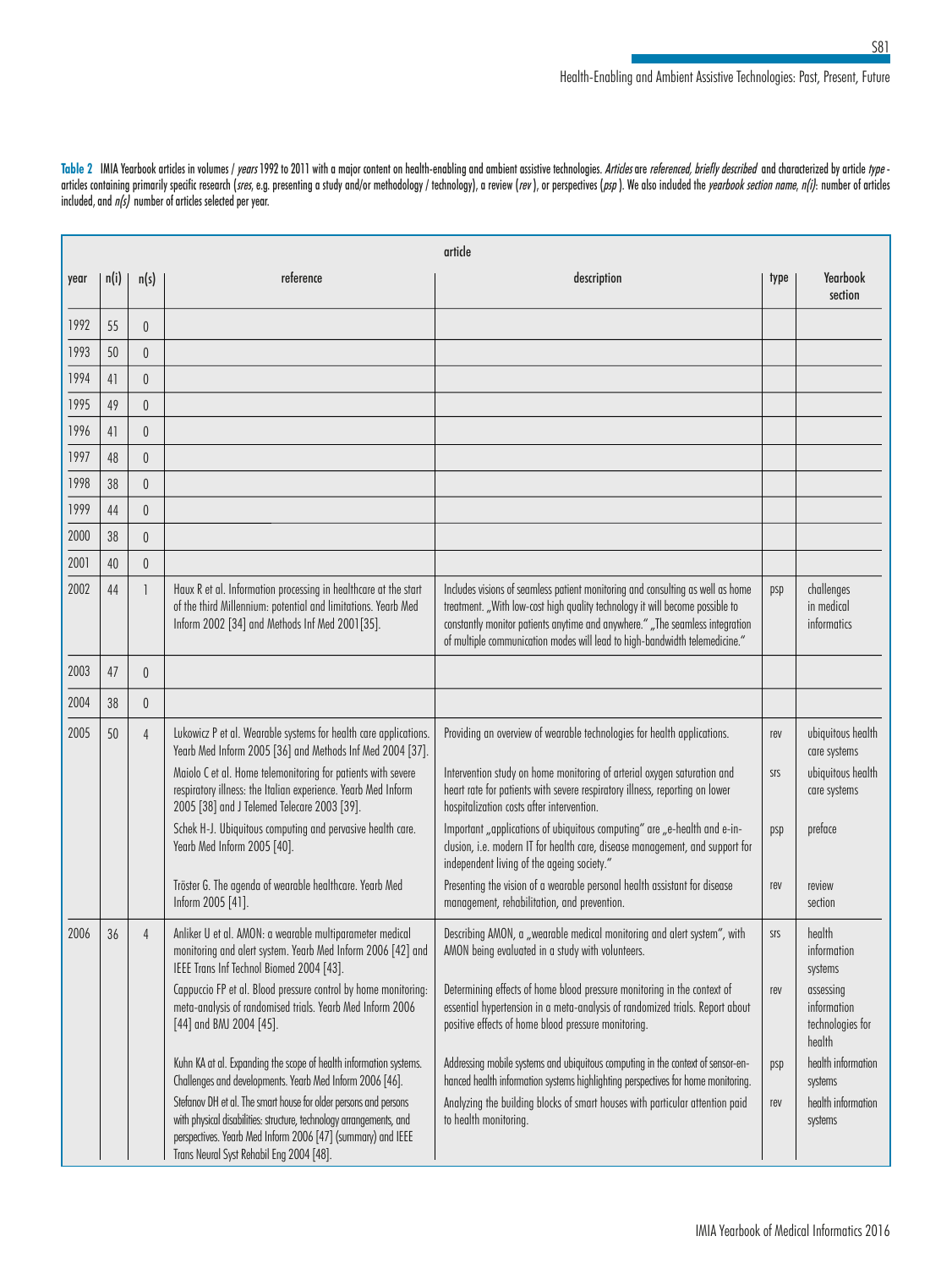**Table 2** IMIA Yearbook articles in volumes / *years* 1992 to 2011 with a major content on health-enabling and ambient assistive technologies. *Articles* are *referenced, briefly described* and characterized by article *type* - articles containing primarily specific research (*sres*, e.g. presenting a study and/or methodology / technology), a review (*rev*), or perspectives (*psp*). We also included the *yearbook section name*, *n(i)*: number of articles included, and *n(s)* number of articles selected per year.

| | | | article | | | |
|---|---|---|---|---|---|---|
| year | n(i) | n(s) | reference | description | type | Yearbook section |
| 1992 | 55 | 0 | | | | |
| 1993 | 50 | 0 | | | | |
| 1994 | 41 | 0 | | | | |
| 1995 | 49 | 0 | | | | |
| 1996 | 41 | 0 | | | | |
| 1997 | 48 | 0 | | | | |
| 1998 | 38 | 0 | | | | |
| 1999 | 44 | 0 | | | | |
| 2000 | 38 | 0 | | | | |
| 2001 | 40 | 0 | | | | |
| 2002 | 44 | 1 | Haux R et al. Information processing in healthcare at the start of the third Millennium: potential and limitations. Yearb Med Inform 2002 [34] and Methods Inf Med 2001[35]. | Includes visions of seamless patient monitoring and consulting as well as home treatment. „With low-cost high quality technology it will become possible to constantly monitor patients anytime and anywhere." „The seamless integration of multiple communication modes will lead to high-bandwidth telemedicine." | psp | challenges in medical informatics |
| 2003 | 47 | 0 | | | | |
| 2004 | 38 | 0 | | | | |
| 2005 | 50 | 4 | Lukowicz P et al. Wearable systems for health care applications. Yearb Med Inform 2005 [36] and Methods Inf Med 2004 [37]. | Providing an overview of wearable technologies for health applications. | rev | ubiquitous health care systems |
| | | | Maiolo C et al. Home telemonitoring for patients with severe respiratory illness: the Italian experience. Yearb Med Inform 2005 [38] and J Telemed Telecare 2003 [39]. | Intervention study on home monitoring of arterial oxygen saturation and heart rate for patients with severe respiratory illness, reporting on lower hospitalization costs after intervention. | srs | ubiquitous health care systems |
| | | | Schek H-J. Ubiquitous computing and pervasive health care. Yearb Med Inform 2005 [40]. | Important „applications of ubiquitous computing" are „e-health and e-inclusion, i.e. modern IT for health care, disease management, and support for independent living of the ageing society." | psp | preface |
| | | | Tröster G. The agenda of wearable healthcare. Yearb Med Inform 2005 [41]. | Presenting the vision of a wearable personal health assistant for disease management, rehabilitation, and prevention. | rev | review section |
| 2006 | 36 | 4 | Anliker U et al. AMON: a wearable multiparameter medical monitoring and alert system. Yearb Med Inform 2006 [42] and IEEE Trans Inf Technol Biomed 2004 [43]. | Describing AMON, a „wearable medical monitoring and alert system", with AMON being evaluated in a study with volunteers. | srs | health information systems |
| | | | Cappuccio FP et al. Blood pressure control by home monitoring: meta-analysis of randomised trials. Yearb Med Inform 2006 [44] and BMJ 2004 [45]. | Determining effects of home blood pressure monitoring in the context of essential hypertension in a meta-analysis of randomized trials. Report about positive effects of home blood pressure monitoring. | rev | assessing information technologies for health |
| | | | Kuhn KA at al. Expanding the scope of health information systems. Challenges and developments. Yearb Med Inform 2006 [46]. | Addressing mobile systems and ubiquitous computing in the context of sensor-enhanced health information systems highlighting perspectives for home monitoring. | psp | health information systems |
| | | | Stefanov DH et al. The smart house for older persons and persons with physical disabilities: structure, technology arrangements, and perspectives. Yearb Med Inform 2006 [47] (summary) and IEEE Trans Neural Syst Rehabil Eng 2004 [48]. | Analyzing the building blocks of smart houses with particular attention paid to health monitoring. | rev | health information systems |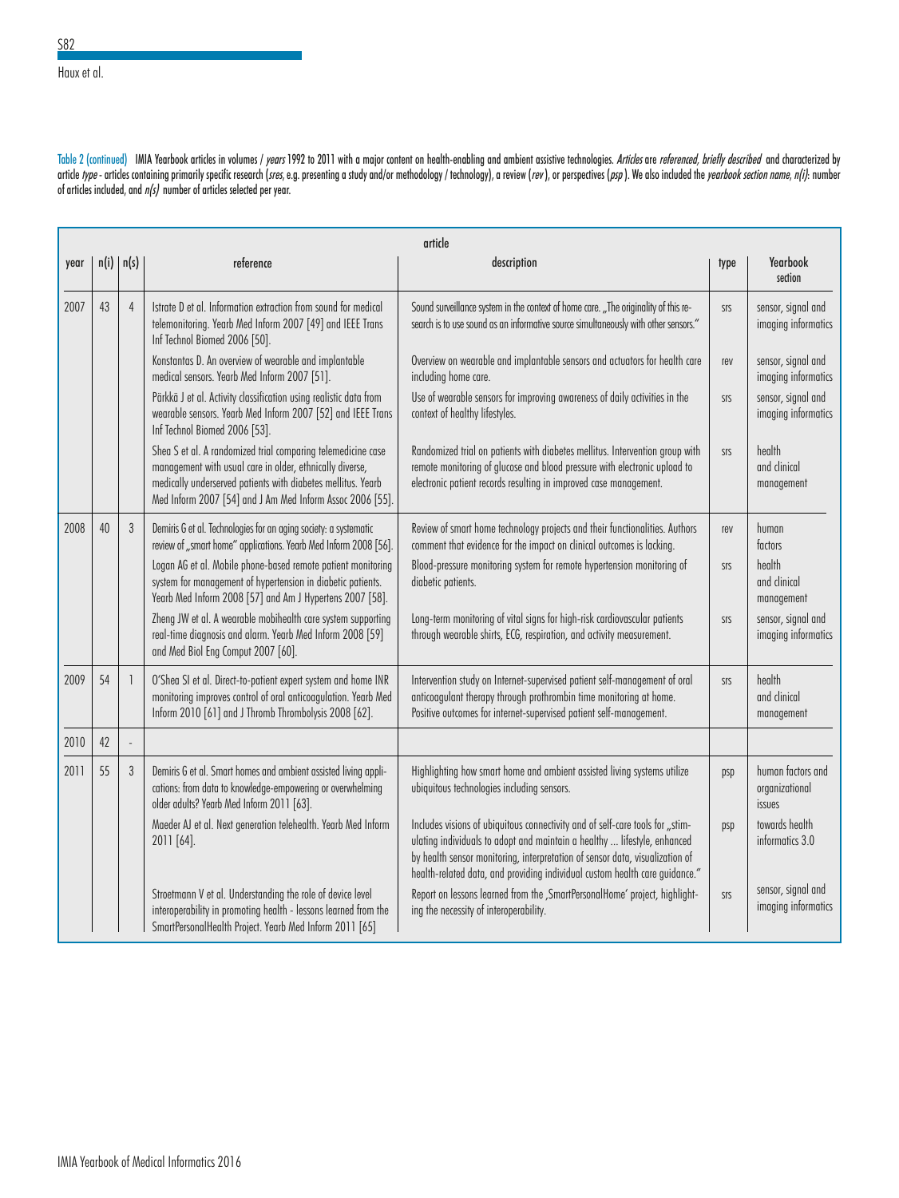Table 2 (continued) IMIA Yearbook articles in volumes / *years* 1992 to 2011 with a major content on health-enabling and ambient assistive technologies. *Articles* are *referenced, briefly described* and characterized by article *type* - articles containing primarily specific research (*sres*, e.g. presenting a study and/or methodology / technology), a review (*rev*), or perspectives (*psp*). We also included the *yearbook section name*, *n(i)*: number of articles included, and *n(s)* number of articles selected per year.

| year | n(i) | n(s) | article reference | article description | type | Yearbook section |
|---|---|---|---|---|---|---|
| 2007 | 43 | 4 | Istrate D et al. Information extraction from sound for medical telemonitoring. Yearb Med Inform 2007 [49] and IEEE Trans Inf Technol Biomed 2006 [50]. | Sound surveillance system in the context of home care. „The originality of this research is to use sound as an informative source simultaneously with other sensors." | srs | sensor, signal and imaging informatics |
| | | | Konstantas D. An overview of wearable and implantable medical sensors. Yearb Med Inform 2007 [51]. | Overview on wearable and implantable sensors and actuators for health care including home care. | rev | sensor, signal and imaging informatics |
| | | | Pärkkä J et al. Activity classification using realistic data from wearable sensors. Yearb Med Inform 2007 [52] and IEEE Trans Inf Technol Biomed 2006 [53]. | Use of wearable sensors for improving awareness of daily activities in the context of healthy lifestyles. | srs | sensor, signal and imaging informatics |
| | | | Shea S et al. A randomized trial comparing telemedicine case management with usual care in older, ethnically diverse, medically underserved patients with diabetes mellitus. Yearb Med Inform 2007 [54] and J Am Med Inform Assoc 2006 [55]. | Randomized trial on patients with diabetes mellitus. Intervention group with remote monitoring of glucose and blood pressure with electronic upload to electronic patient records resulting in improved case management. | srs | health and clinical management |
| 2008 | 40 | 3 | Demiris G et al. Technologies for an aging society: a systematic review of „smart home" applications. Yearb Med Inform 2008 [56]. | Review of smart home technology projects and their functionalities. Authors comment that evidence for the impact on clinical outcomes is lacking. | rev | human factors |
| | | | Logan AG et al. Mobile phone-based remote patient monitoring system for management of hypertension in diabetic patients. Yearb Med Inform 2008 [57] and Am J Hypertens 2007 [58]. | Blood-pressure monitoring system for remote hypertension monitoring of diabetic patients. | srs | health and clinical management |
| | | | Zheng JW et al. A wearable mobihealth care system supporting real-time diagnosis and alarm. Yearb Med Inform 2008 [59] and Med Biol Eng Comput 2007 [60]. | Long-term monitoring of vital signs for high-risk cardiovascular patients through wearable shirts, ECG, respiration, and activity measurement. | srs | sensor, signal and imaging informatics |
| 2009 | 54 | 1 | O'Shea SI et al. Direct-to-patient expert system and home INR monitoring improves control of oral anticoagulation. Yearb Med Inform 2010 [61] and J Thromb Thrombolysis 2008 [62]. | Intervention study on Internet-supervised patient self-management of oral anticoagulant therapy through prothrombin time monitoring at home. Positive outcomes for internet-supervised patient self-management. | srs | health and clinical management |
| 2010 | 42 | - | | | | |
| 2011 | 55 | 3 | Demiris G et al. Smart homes and ambient assisted living applications: from data to knowledge-empowering or overwhelming older adults? Yearb Med Inform 2011 [63]. | Highlighting how smart home and ambient assisted living systems utilize ubiquitous technologies including sensors. | psp | human factors and organizational issues |
| | | | Maeder AJ et al. Next generation telehealth. Yearb Med Inform 2011 [64]. | Includes visions of ubiquitous connectivity and of self-care tools for „stimulating individuals to adopt and maintain a healthy ... lifestyle, enhanced by health sensor monitoring, interpretation of sensor data, visualization of health-related data, and providing individual custom health care guidance." | psp | towards health informatics 3.0 |
| | | | Stroetmann V et al. Understanding the role of device level interoperability in promoting health - lessons learned from the SmartPersonalHealth Project. Yearb Med Inform 2011 [65] | Report on lessons learned from the ‚SmartPersonalHome' project, highlighting the necessity of interoperability. | srs | sensor, signal and imaging informatics |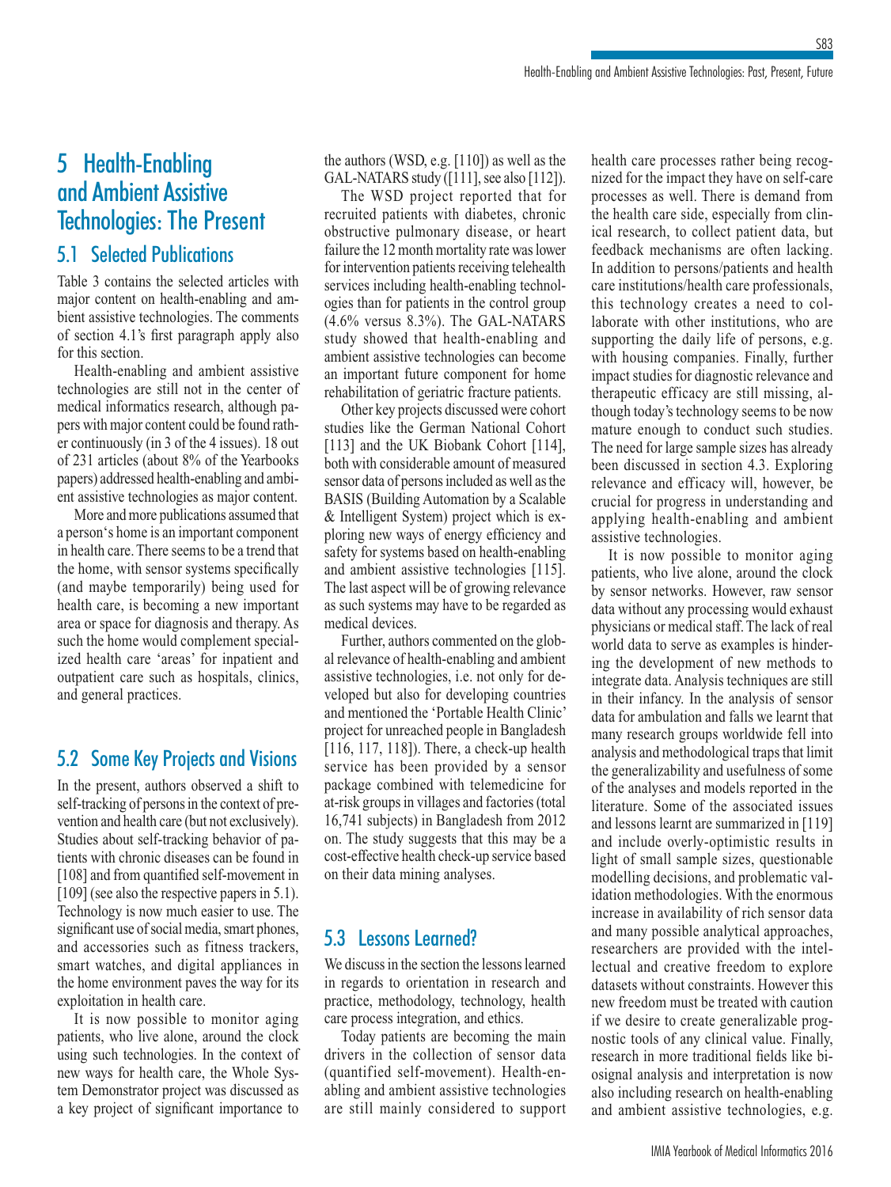# 5 Health-Enabling and Ambient Assistive Technologies: The Present

## 5.1 Selected Publications

Table 3 contains the selected articles with major content on health-enabling and ambient assistive technologies. The comments of section 4.1's first paragraph apply also for this section.

Health-enabling and ambient assistive technologies are still not in the center of medical informatics research, although papers with major content could be found rather continuously (in 3 of the 4 issues). 18 out of 231 articles (about 8% of the Yearbooks papers) addressed health-enabling and ambient assistive technologies as major content.

More and more publications assumed that a person's home is an important component in health care. There seems to be a trend that the home, with sensor systems specifically (and maybe temporarily) being used for health care, is becoming a new important area or space for diagnosis and therapy. As such the home would complement specialized health care 'areas' for inpatient and outpatient care such as hospitals, clinics, and general practices.

## 5.2 Some Key Projects and Visions

In the present, authors observed a shift to self-tracking of persons in the context of prevention and health care (but not exclusively). Studies about self-tracking behavior of patients with chronic diseases can be found in [108] and from quantified self-movement in [109] (see also the respective papers in 5.1). Technology is now much easier to use. The significant use of social media, smart phones, and accessories such as fitness trackers, smart watches, and digital appliances in the home environment paves the way for its exploitation in health care.

It is now possible to monitor aging patients, who live alone, around the clock using such technologies. In the context of new ways for health care, the Whole System Demonstrator project was discussed as a key project of significant importance to the authors (WSD, e.g. [110]) as well as the GAL-NATARS study ([111], see also [112]).

The WSD project reported that for recruited patients with diabetes, chronic obstructive pulmonary disease, or heart failure the 12 month mortality rate was lower for intervention patients receiving telehealth services including health-enabling technologies than for patients in the control group (4.6% versus 8.3%). The GAL-NATARS study showed that health-enabling and ambient assistive technologies can become an important future component for home rehabilitation of geriatric fracture patients.

Other key projects discussed were cohort studies like the German National Cohort [113] and the UK Biobank Cohort [114], both with considerable amount of measured sensor data of persons included as well as the BASIS (Building Automation by a Scalable & Intelligent System) project which is exploring new ways of energy efficiency and safety for systems based on health-enabling and ambient assistive technologies [115]. The last aspect will be of growing relevance as such systems may have to be regarded as medical devices.

Further, authors commented on the global relevance of health-enabling and ambient assistive technologies, i.e. not only for developed but also for developing countries and mentioned the 'Portable Health Clinic' project for unreached people in Bangladesh [116, 117, 118]). There, a check-up health service has been provided by a sensor package combined with telemedicine for at-risk groups in villages and factories (total 16,741 subjects) in Bangladesh from 2012 on. The study suggests that this may be a cost-effective health check-up service based on their data mining analyses.

## 5.3 Lessons Learned?

We discuss in the section the lessons learned in regards to orientation in research and practice, methodology, technology, health care process integration, and ethics.

Today patients are becoming the main drivers in the collection of sensor data (quantified self-movement). Health-enabling and ambient assistive technologies are still mainly considered to support health care processes rather being recognized for the impact they have on self-care processes as well. There is demand from the health care side, especially from clinical research, to collect patient data, but feedback mechanisms are often lacking. In addition to persons/patients and health care institutions/health care professionals, this technology creates a need to collaborate with other institutions, who are supporting the daily life of persons, e.g. with housing companies. Finally, further impact studies for diagnostic relevance and therapeutic efficacy are still missing, although today's technology seems to be now mature enough to conduct such studies. The need for large sample sizes has already been discussed in section 4.3. Exploring relevance and efficacy will, however, be crucial for progress in understanding and applying health-enabling and ambient assistive technologies.

It is now possible to monitor aging patients, who live alone, around the clock by sensor networks. However, raw sensor data without any processing would exhaust physicians or medical staff. The lack of real world data to serve as examples is hindering the development of new methods to integrate data. Analysis techniques are still in their infancy. In the analysis of sensor data for ambulation and falls we learnt that many research groups worldwide fell into analysis and methodological traps that limit the generalizability and usefulness of some of the analyses and models reported in the literature. Some of the associated issues and lessons learnt are summarized in [119] and include overly-optimistic results in light of small sample sizes, questionable modelling decisions, and problematic validation methodologies. With the enormous increase in availability of rich sensor data and many possible analytical approaches, researchers are provided with the intellectual and creative freedom to explore datasets without constraints. However this new freedom must be treated with caution if we desire to create generalizable prognostic tools of any clinical value. Finally, research in more traditional fields like biosignal analysis and interpretation is now also including research on health-enabling and ambient assistive technologies, e.g.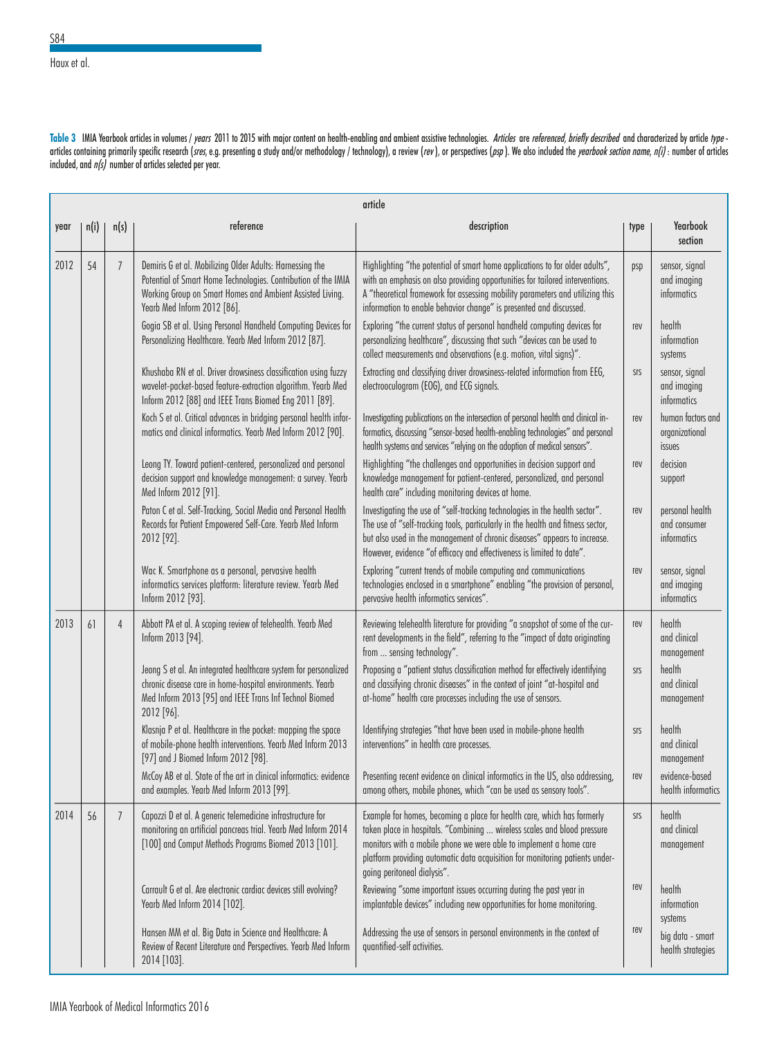**Table 3** IMIA Yearbook articles in volumes / *years* 2011 to 2015 with major content on health-enabling and ambient assistive technologies. *Articles* are *referenced, briefly described* and characterized by article *type* - articles containing primarily specific research (*sres*, e.g. presenting a study and/or methodology / technology), a review (*rev*), or perspectives (*psp*). We also included the *yearbook section name*, *n(i)* : number of articles included, and *n(s)* number of articles selected per year.

| year | n(i) | n(s) | reference | description | type | Yearbook section |
|---|---|---|---|---|---|---|
| | | | article | | | |
| 2012 | 54 | 7 | Demiris G et al. Mobilizing Older Adults: Harnessing the Potential of Smart Home Technologies. Contribution of the IMIA Working Group on Smart Homes and Ambient Assisted Living. Yearb Med Inform 2012 [86]. | Highlighting "the potential of smart home applications to for older adults", with an emphasis on also providing opportunities for tailored interventions. A "theoretical framework for assessing mobility parameters and utilizing this information to enable behavior change" is presented and discussed. | psp | sensor, signal and imaging informatics |
| | | | Gogia SB et al. Using Personal Handheld Computing Devices for Personalizing Healthcare. Yearb Med Inform 2012 [87]. | Exploring "the current status of personal handheld computing devices for personalizing healthcare", discussing that such "devices can be used to collect measurements and observations (e.g. motion, vital signs)". | rev | health information systems |
| | | | Khushaba RN et al. Driver drowsiness classification using fuzzy wavelet-packet-based feature-extraction algorithm. Yearb Med Inform 2012 [88] and IEEE Trans Biomed Eng 2011 [89]. | Extracting and classifying driver drowsiness-related information from EEG, electrooculogram (EOG), and ECG signals. | srs | sensor, signal and imaging informatics |
| | | | Koch S et al. Critical advances in bridging personal health informatics and clinical informatics. Yearb Med Inform 2012 [90]. | Investigating publications on the intersection of personal health and clinical informatics, discussing "sensor-based health-enabling technologies" and personal health systems and services "relying on the adoption of medical sensors". | rev | human factors and organizational issues |
| | | | Leong TY. Toward patient-centered, personalized and personal decision support and knowledge management: a survey. Yearb Med Inform 2012 [91]. | Highlighting "the challenges and opportunities in decision support and knowledge management for patient-centered, personalized, and personal health care" including monitoring devices at home. | rev | decision support |
| | | | Paton C et al. Self-Tracking, Social Media and Personal Health Records for Patient Empowered Self-Care. Yearb Med Inform 2012 [92]. | Investigating the use of "self-tracking technologies in the health sector". The use of "self-tracking tools, particularly in the health and fitness sector, but also used in the management of chronic diseases" appears to increase. However, evidence "of efficacy and effectiveness is limited to date". | rev | personal health and consumer informatics |
| | | | Wac K. Smartphone as a personal, pervasive health informatics services platform: literature review. Yearb Med Inform 2012 [93]. | Exploring "current trends of mobile computing and communications technologies enclosed in a smartphone" enabling "the provision of personal, pervasive health informatics services". | rev | sensor, signal and imaging informatics |
| 2013 | 61 | 4 | Abbott PA et al. A scoping review of telehealth. Yearb Med Inform 2013 [94]. | Reviewing telehealth literature for providing "a snapshot of some of the current developments in the field", referring to the "impact of data originating from ... sensing technology". | rev | health and clinical management |
| | | | Jeong S et al. An integrated healthcare system for personalized chronic disease care in home-hospital environments. Yearb Med Inform 2013 [95] and IEEE Trans Inf Technol Biomed 2012 [96]. | Proposing a "patient status classification method for effectively identifying and classifying chronic diseases" in the context of joint "at-hospital and at-home" health care processes including the use of sensors. | srs | health and clinical management |
| | | | Klasnja P et al. Healthcare in the pocket: mapping the space of mobile-phone health interventions. Yearb Med Inform 2013 [97] and J Biomed Inform 2012 [98]. | Identifying strategies "that have been used in mobile-phone health interventions" in health care processes. | srs | health and clinical management |
| | | | McCoy AB et al. State of the art in clinical informatics: evidence and examples. Yearb Med Inform 2013 [99]. | Presenting recent evidence on clinical informatics in the US, also addressing, among others, mobile phones, which "can be used as sensory tools". | rev | evidence-based health informatics |
| 2014 | 56 | 7 | Capozzi D et al. A generic telemedicine infrastructure for monitoring an artificial pancreas trial. Yearb Med Inform 2014 [100] and Comput Methods Programs Biomed 2013 [101]. | Example for homes, becoming a place for health care, which has formerly taken place in hospitals. "Combining ... wireless scales and blood pressure monitors with a mobile phone we were able to implement a home care platform providing automatic data acquisition for monitoring patients undergoing peritoneal dialysis". | srs | health and clinical management |
| | | | Carrault G et al. Are electronic cardiac devices still evolving? Yearb Med Inform 2014 [102]. | Reviewing "some important issues occurring during the past year in implantable devices" including new opportunities for home monitoring. | rev | health information systems |
| | | | Hansen MM et al. Big Data in Science and Healthcare: A Review of Recent Literature and Perspectives. Yearb Med Inform 2014 [103]. | Addressing the use of sensors in personal environments in the context of quantified-self activities. | rev | big data - smart health strategies |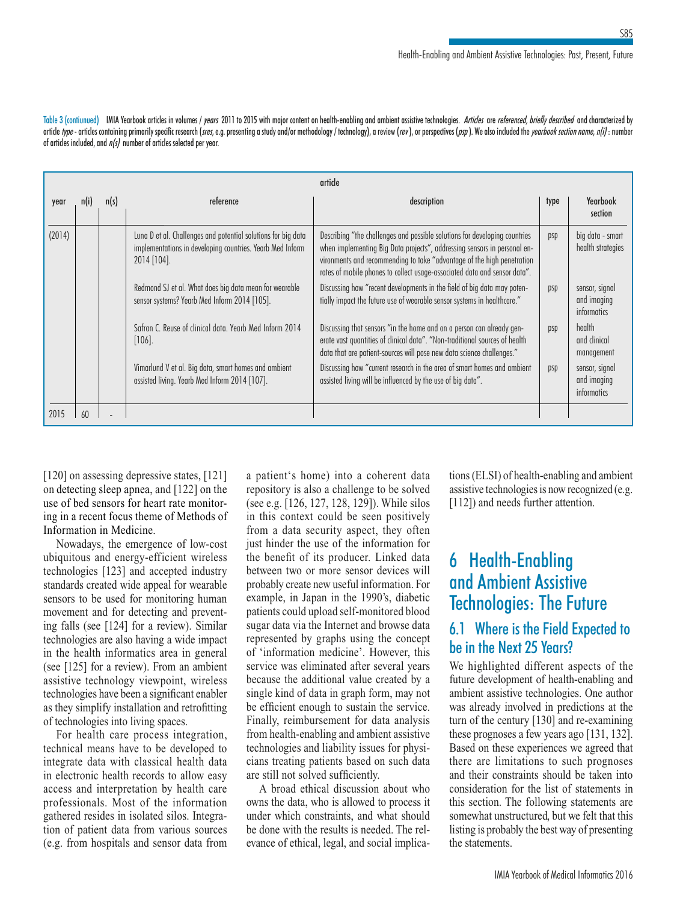Table 3 (contiunued) IMIA Yearbook articles in volumes / *years* 2011 to 2015 with major content on health-enabling and ambient assistive technologies. *Articles* are *referenced, briefly described* and characterized by article *type* - articles containing primarily specific research (*sres*, e.g. presenting a study and/or methodology / technology), a review (*rev*), or perspectives (*psp*). We also included the *yearbook section name*, *n(i)* : number of articles included, and *n(s)* number of articles selected per year.

| year | n(i) | n(s) | article: reference | article: description | type | Yearbook section |
|---|---|---|---|---|---|---|
| (2014) | | | Luna D et al. Challenges and potential solutions for big data implementations in developing countries. Yearb Med Inform 2014 [104]. | Describing "the challenges and possible solutions for developing countries when implementing Big Data projects", addressing sensors in personal environments and recommending to take "advantage of the high penetration rates of mobile phones to collect usage-associated data and sensor data". | psp | big data - smart health strategies |
| | | | Redmond SJ et al. What does big data mean for wearable sensor systems? Yearb Med Inform 2014 [105]. | Discussing how "recent developments in the field of big data may potentially impact the future use of wearable sensor systems in healthcare." | psp | sensor, signal and imaging informatics |
| | | | Safran C. Reuse of clinical data. Yearb Med Inform 2014 [106]. | Discussing that sensors "in the home and on a person can already generate vast quantities of clinical data". "Non-traditional sources of health data that are patient-sources will pose new data science challenges." | psp | health and clinical management |
| | | | Vimarlund V et al. Big data, smart homes and ambient assisted living. Yearb Med Inform 2014 [107]. | Discussing how "current research in the area of smart homes and ambient assisted living will be influenced by the use of big data". | psp | sensor, signal and imaging informatics |
| 2015 | 60 | - | | | | |

[120] on assessing depressive states, [121] on detecting sleep apnea, and [122] on the use of bed sensors for heart rate monitoring in a recent focus theme of Methods of Information in Medicine.

Nowadays, the emergence of low-cost ubiquitous and energy-efficient wireless technologies [123] and accepted industry standards created wide appeal for wearable sensors to be used for monitoring human movement and for detecting and preventing falls (see [124] for a review). Similar technologies are also having a wide impact in the health informatics area in general (see [125] for a review). From an ambient assistive technology viewpoint, wireless technologies have been a significant enabler as they simplify installation and retrofitting of technologies into living spaces.

For health care process integration, technical means have to be developed to integrate data with classical health data in electronic health records to allow easy access and interpretation by health care professionals. Most of the information gathered resides in isolated silos. Integration of patient data from various sources (e.g. from hospitals and sensor data from a patient's home) into a coherent data repository is also a challenge to be solved (see e.g. [126, 127, 128, 129]). While silos in this context could be seen positively from a data security aspect, they often just hinder the use of the information for the benefit of its producer. Linked data between two or more sensor devices will probably create new useful information. For example, in Japan in the 1990's, diabetic patients could upload self-monitored blood sugar data via the Internet and browse data represented by graphs using the concept of 'information medicine'. However, this service was eliminated after several years because the additional value created by a single kind of data in graph form, may not be efficient enough to sustain the service. Finally, reimbursement for data analysis from health-enabling and ambient assistive technologies and liability issues for physicians treating patients based on such data are still not solved sufficiently.

A broad ethical discussion about who owns the data, who is allowed to process it under which constraints, and what should be done with the results is needed. The relevance of ethical, legal, and social implications (ELSI) of health-enabling and ambient assistive technologies is now recognized (e.g. [112]) and needs further attention.

# 6 Health-Enabling and Ambient Assistive Technologies: The Future

## 6.1 Where is the Field Expected to be in the Next 25 Years?

We highlighted different aspects of the future development of health-enabling and ambient assistive technologies. One author was already involved in predictions at the turn of the century [130] and re-examining these prognoses a few years ago [131, 132]. Based on these experiences we agreed that there are limitations to such prognoses and their constraints should be taken into consideration for the list of statements in this section. The following statements are somewhat unstructured, but we felt that this listing is probably the best way of presenting the statements.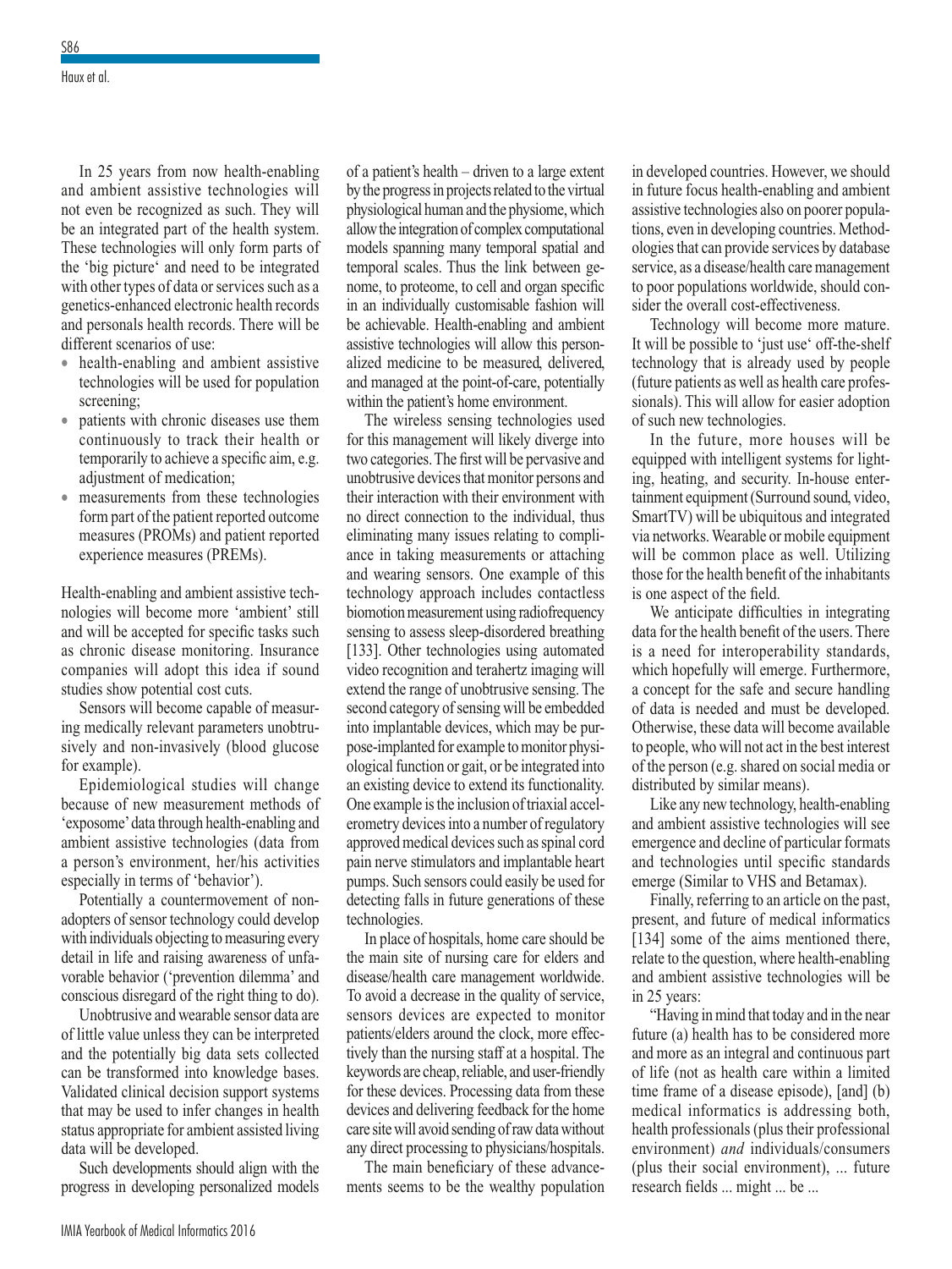In 25 years from now health-enabling and ambient assistive technologies will not even be recognized as such. They will be an integrated part of the health system. These technologies will only form parts of the 'big picture' and need to be integrated with other types of data or services such as a genetics-enhanced electronic health records and personals health records. There will be different scenarios of use:

- health-enabling and ambient assistive technologies will be used for population screening;
- patients with chronic diseases use them continuously to track their health or temporarily to achieve a specific aim, e.g. adjustment of medication;
- measurements from these technologies form part of the patient reported outcome measures (PROMs) and patient reported experience measures (PREMs).

Health-enabling and ambient assistive technologies will become more 'ambient' still and will be accepted for specific tasks such as chronic disease monitoring. Insurance companies will adopt this idea if sound studies show potential cost cuts.

Sensors will become capable of measuring medically relevant parameters unobtrusively and non-invasively (blood glucose for example).

Epidemiological studies will change because of new measurement methods of 'exposome' data through health-enabling and ambient assistive technologies (data from a person's environment, her/his activities especially in terms of 'behavior').

Potentially a countermovement of non-adopters of sensor technology could develop with individuals objecting to measuring every detail in life and raising awareness of unfavorable behavior ('prevention dilemma' and conscious disregard of the right thing to do).

Unobtrusive and wearable sensor data are of little value unless they can be interpreted and the potentially big data sets collected can be transformed into knowledge bases. Validated clinical decision support systems that may be used to infer changes in health status appropriate for ambient assisted living data will be developed.

Such developments should align with the progress in developing personalized models of a patient's health – driven to a large extent by the progress in projects related to the virtual physiological human and the physiome, which allow the integration of complex computational models spanning many temporal spatial and temporal scales. Thus the link between genome, to proteome, to cell and organ specific in an individually customisable fashion will be achievable. Health-enabling and ambient assistive technologies will allow this personalized medicine to be measured, delivered, and managed at the point-of-care, potentially within the patient's home environment.

The wireless sensing technologies used for this management will likely diverge into two categories. The first will be pervasive and unobtrusive devices that monitor persons and their interaction with their environment with no direct connection to the individual, thus eliminating many issues relating to compliance in taking measurements or attaching and wearing sensors. One example of this technology approach includes contactless biomotion measurement using radiofrequency sensing to assess sleep-disordered breathing [133]. Other technologies using automated video recognition and terahertz imaging will extend the range of unobtrusive sensing. The second category of sensing will be embedded into implantable devices, which may be purpose-implanted for example to monitor physiological function or gait, or be integrated into an existing device to extend its functionality. One example is the inclusion of triaxial accelerometry devices into a number of regulatory approved medical devices such as spinal cord pain nerve stimulators and implantable heart pumps. Such sensors could easily be used for detecting falls in future generations of these technologies.

In place of hospitals, home care should be the main site of nursing care for elders and disease/health care management worldwide. To avoid a decrease in the quality of service, sensors devices are expected to monitor patients/elders around the clock, more effectively than the nursing staff at a hospital. The keywords are cheap, reliable, and user-friendly for these devices. Processing data from these devices and delivering feedback for the home care site will avoid sending of raw data without any direct processing to physicians/hospitals.

The main beneficiary of these advancements seems to be the wealthy population in developed countries. However, we should in future focus health-enabling and ambient assistive technologies also on poorer populations, even in developing countries. Methodologies that can provide services by database service, as a disease/health care management to poor populations worldwide, should consider the overall cost-effectiveness.

Technology will become more mature. It will be possible to 'just use' off-the-shelf technology that is already used by people (future patients as well as health care professionals). This will allow for easier adoption of such new technologies.

In the future, more houses will be equipped with intelligent systems for lighting, heating, and security. In-house entertainment equipment (Surround sound, video, SmartTV) will be ubiquitous and integrated via networks. Wearable or mobile equipment will be common place as well. Utilizing those for the health benefit of the inhabitants is one aspect of the field.

We anticipate difficulties in integrating data for the health benefit of the users. There is a need for interoperability standards, which hopefully will emerge. Furthermore, a concept for the safe and secure handling of data is needed and must be developed. Otherwise, these data will become available to people, who will not act in the best interest of the person (e.g. shared on social media or distributed by similar means).

Like any new technology, health-enabling and ambient assistive technologies will see emergence and decline of particular formats and technologies until specific standards emerge (Similar to VHS and Betamax).

Finally, referring to an article on the past, present, and future of medical informatics [134] some of the aims mentioned there, relate to the question, where health-enabling and ambient assistive technologies will be in 25 years:

"Having in mind that today and in the near future (a) health has to be considered more and more as an integral and continuous part of life (not as health care within a limited time frame of a disease episode), [and] (b) medical informatics is addressing both, health professionals (plus their professional environment) *and* individuals/consumers (plus their social environment), ... future research fields ... might ... be ...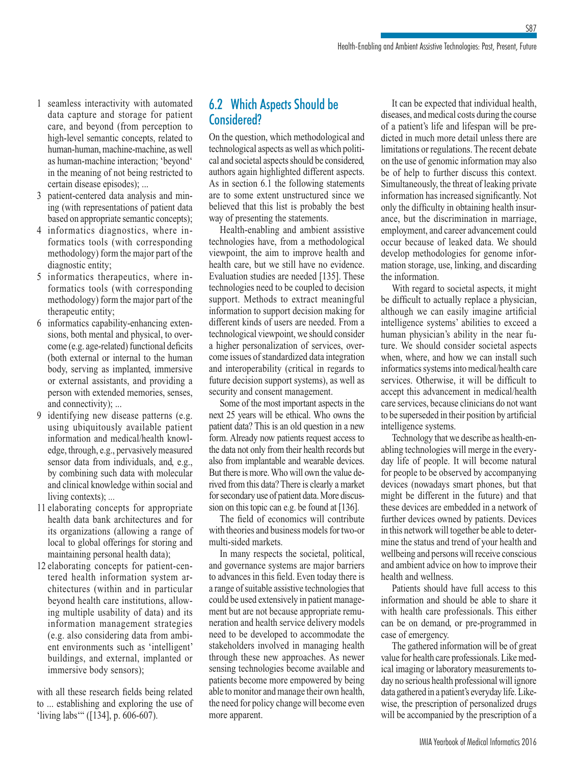1 seamless interactivity with automated data capture and storage for patient care, and beyond (from perception to high-level semantic concepts, related to human-human, machine-machine, as well as human-machine interaction; 'beyond' in the meaning of not being restricted to certain disease episodes); ...
3 patient-centered data analysis and mining (with representations of patient data based on appropriate semantic concepts);
4 informatics diagnostics, where informatics tools (with corresponding methodology) form the major part of the diagnostic entity;
5 informatics therapeutics, where informatics tools (with corresponding methodology) form the major part of the therapeutic entity;
6 informatics capability-enhancing extensions, both mental and physical, to overcome (e.g. age-related) functional deficits (both external or internal to the human body, serving as implanted, immersive or external assistants, and providing a person with extended memories, senses, and connectivity); ...
9 identifying new disease patterns (e.g. using ubiquitously available patient information and medical/health knowledge, through, e.g., pervasively measured sensor data from individuals, and, e.g., by combining such data with molecular and clinical knowledge within social and living contexts); ...
11 elaborating concepts for appropriate health data bank architectures and for its organizations (allowing a range of local to global offerings for storing and maintaining personal health data);
12 elaborating concepts for patient-centered health information system architectures (within and in particular beyond health care institutions, allowing multiple usability of data) and its information management strategies (e.g. also considering data from ambient environments such as 'intelligent' buildings, and external, implanted or immersive body sensors);

with all these research fields being related to ... establishing and exploring the use of 'living labs'" ([134], p. 606-607).

## 6.2 Which Aspects Should be Considered?

On the question, which methodological and technological aspects as well as which political and societal aspects should be considered, authors again highlighted different aspects. As in section 6.1 the following statements are to some extent unstructured since we believed that this list is probably the best way of presenting the statements.

Health-enabling and ambient assistive technologies have, from a methodological viewpoint, the aim to improve health and health care, but we still have no evidence. Evaluation studies are needed [135]. These technologies need to be coupled to decision support. Methods to extract meaningful information to support decision making for different kinds of users are needed. From a technological viewpoint, we should consider a higher personalization of services, overcome issues of standardized data integration and interoperability (critical in regards to future decision support systems), as well as security and consent management.

Some of the most important aspects in the next 25 years will be ethical. Who owns the patient data? This is an old question in a new form. Already now patients request access to the data not only from their health records but also from implantable and wearable devices. But there is more. Who will own the value derived from this data? There is clearly a market for secondary use of patient data. More discussion on this topic can e.g. be found at [136].

The field of economics will contribute with theories and business models for two-or multi-sided markets.

In many respects the societal, political, and governance systems are major barriers to advances in this field. Even today there is a range of suitable assistive technologies that could be used extensively in patient management but are not because appropriate remuneration and health service delivery models need to be developed to accommodate the stakeholders involved in managing health through these new approaches. As newer sensing technologies become available and patients become more empowered by being able to monitor and manage their own health, the need for policy change will become even more apparent.

It can be expected that individual health, diseases, and medical costs during the course of a patient's life and lifespan will be predicted in much more detail unless there are limitations or regulations. The recent debate on the use of genomic information may also be of help to further discuss this context. Simultaneously, the threat of leaking private information has increased significantly. Not only the difficulty in obtaining health insurance, but the discrimination in marriage, employment, and career advancement could occur because of leaked data. We should develop methodologies for genome information storage, use, linking, and discarding the information.

With regard to societal aspects, it might be difficult to actually replace a physician, although we can easily imagine artificial intelligence systems' abilities to exceed a human physician's ability in the near future. We should consider societal aspects when, where, and how we can install such informatics systems into medical/health care services. Otherwise, it will be difficult to accept this advancement in medical/health care services, because clinicians do not want to be superseded in their position by artificial intelligence systems.

Technology that we describe as health-enabling technologies will merge in the everyday life of people. It will become natural for people to be observed by accompanying devices (nowadays smart phones, but that might be different in the future) and that these devices are embedded in a network of further devices owned by patients. Devices in this network will together be able to determine the status and trend of your health and wellbeing and persons will receive conscious and ambient advice on how to improve their health and wellness.

Patients should have full access to this information and should be able to share it with health care professionals. This either can be on demand, or pre-programmed in case of emergency.

The gathered information will be of great value for health care professionals. Like medical imaging or laboratory measurements today no serious health professional will ignore data gathered in a patient's everyday life. Likewise, the prescription of personalized drugs will be accompanied by the prescription of a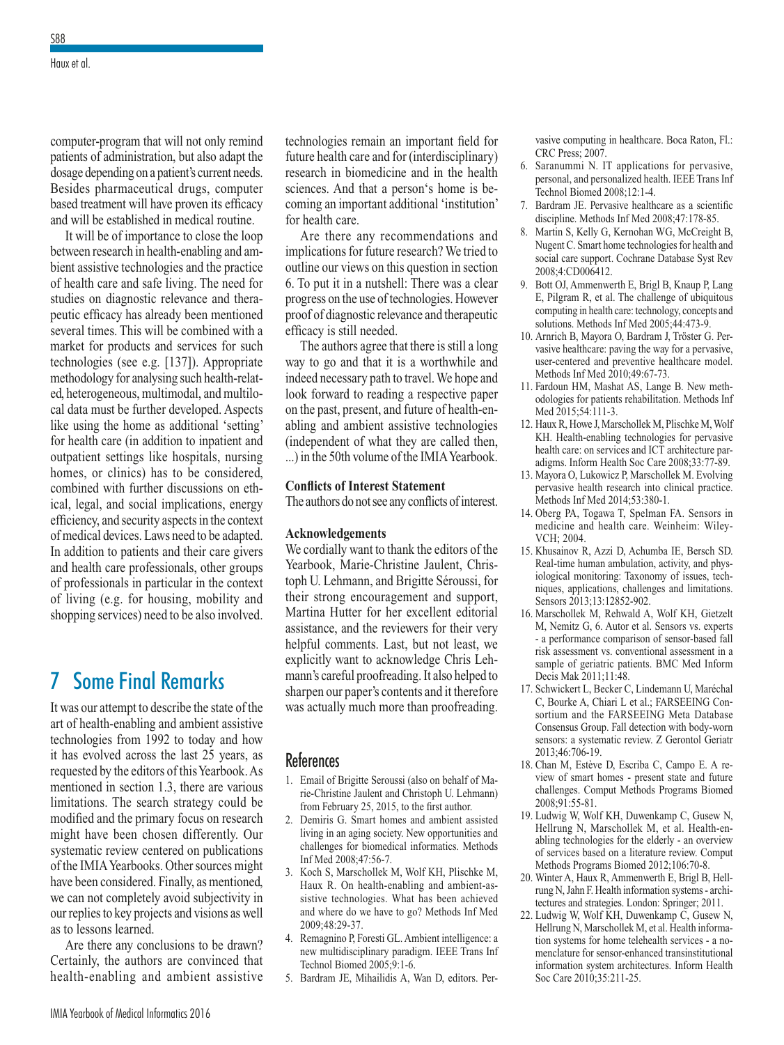computer-program that will not only remind patients of administration, but also adapt the dosage depending on a patient's current needs. Besides pharmaceutical drugs, computer based treatment will have proven its efficacy and will be established in medical routine.

It will be of importance to close the loop between research in health-enabling and ambient assistive technologies and the practice of health care and safe living. The need for studies on diagnostic relevance and therapeutic efficacy has already been mentioned several times. This will be combined with a market for products and services for such technologies (see e.g. [137]). Appropriate methodology for analysing such health-related, heterogeneous, multimodal, and multilocal data must be further developed. Aspects like using the home as additional 'setting' for health care (in addition to inpatient and outpatient settings like hospitals, nursing homes, or clinics) has to be considered, combined with further discussions on ethical, legal, and social implications, energy efficiency, and security aspects in the context of medical devices. Laws need to be adapted. In addition to patients and their care givers and health care professionals, other groups of professionals in particular in the context of living (e.g. for housing, mobility and shopping services) need to be also involved.

## 7 Some Final Remarks

It was our attempt to describe the state of the art of health-enabling and ambient assistive technologies from 1992 to today and how it has evolved across the last 25 years, as requested by the editors of this Yearbook. As mentioned in section 1.3, there are various limitations. The search strategy could be modified and the primary focus on research might have been chosen differently. Our systematic review centered on publications of the IMIA Yearbooks. Other sources might have been considered. Finally, as mentioned, we can not completely avoid subjectivity in our replies to key projects and visions as well as to lessons learned.

Are there any conclusions to be drawn? Certainly, the authors are convinced that health-enabling and ambient assistive technologies remain an important field for future health care and for (interdisciplinary) research in biomedicine and in the health sciences. And that a person's home is becoming an important additional 'institution' for health care.

Are there any recommendations and implications for future research? We tried to outline our views on this question in section 6. To put it in a nutshell: There was a clear progress on the use of technologies. However proof of diagnostic relevance and therapeutic efficacy is still needed.

The authors agree that there is still a long way to go and that it is a worthwhile and indeed necessary path to travel. We hope and look forward to reading a respective paper on the past, present, and future of health-enabling and ambient assistive technologies (independent of what they are called then, ...) in the 50th volume of the IMIA Yearbook.

**Conflicts of Interest Statement**

The authors do not see any conflicts of interest.

**Acknowledgements**

We cordially want to thank the editors of the Yearbook, Marie-Christine Jaulent, Christoph U. Lehmann, and Brigitte Séroussi, for their strong encouragement and support, Martina Hutter for her excellent editorial assistance, and the reviewers for their very helpful comments. Last, but not least, we explicitly want to acknowledge Chris Lehmann's careful proofreading. It also helped to sharpen our paper's contents and it therefore was actually much more than proofreading.

## References

1. Email of Brigitte Seroussi (also on behalf of Marie-Christine Jaulent and Christoph U. Lehmann) from February 25, 2015, to the first author.
2. Demiris G. Smart homes and ambient assisted living in an aging society. New opportunities and challenges for biomedical informatics. Methods Inf Med 2008;47:56-7.
3. Koch S, Marschollek M, Wolf KH, Plischke M, Haux R. On health-enabling and ambient-assistive technologies. What has been achieved and where do we have to go? Methods Inf Med 2009;48:29-37.
4. Remagnino P, Foresti GL. Ambient intelligence: a new multidisciplinary paradigm. IEEE Trans Inf Technol Biomed 2005;9:1-6.
5. Bardram JE, Mihailidis A, Wan D, editors. Pervasive computing in healthcare. Boca Raton, Fl.: CRC Press; 2007.
6. Saranummi N. IT applications for pervasive, personal, and personalized health. IEEE Trans Inf Technol Biomed 2008;12:1-4.
7. Bardram JE. Pervasive healthcare as a scientific discipline. Methods Inf Med 2008;47:178-85.
8. Martin S, Kelly G, Kernohan WG, McCreight B, Nugent C. Smart home technologies for health and social care support. Cochrane Database Syst Rev 2008;4:CD006412.
9. Bott OJ, Ammenwerth E, Brigl B, Knaup P, Lang E, Pilgram R, et al. The challenge of ubiquitous computing in health care: technology, concepts and solutions. Methods Inf Med 2005;44:473-9.
10. Arnrich B, Mayora O, Bardram J, Tröster G. Pervasive healthcare: paving the way for a pervasive, user-centered and preventive healthcare model. Methods Inf Med 2010;49:67-73.
11. Fardoun HM, Mashat AS, Lange B. New methodologies for patients rehabilitation. Methods Inf Med 2015;54:111-3.
12. Haux R, Howe J, Marschollek M, Plischke M, Wolf KH. Health-enabling technologies for pervasive health care: on services and ICT architecture paradigms. Inform Health Soc Care 2008;33:77-89.
13. Mayora O, Lukowicz P, Marschollek M. Evolving pervasive health research into clinical practice. Methods Inf Med 2014;53:380-1.
14. Oberg PA, Togawa T, Spelman FA. Sensors in medicine and health care. Weinheim: Wiley-VCH; 2004.
15. Khusainov R, Azzi D, Achumba IE, Bersch SD. Real-time human ambulation, activity, and physiological monitoring: Taxonomy of issues, techniques, applications, challenges and limitations. Sensors 2013;13:12852-902.
16. Marschollek M, Rehwald A, Wolf KH, Gietzelt M, Nemitz G, 6. Autor et al. Sensors vs. experts - a performance comparison of sensor-based fall risk assessment vs. conventional assessment in a sample of geriatric patients. BMC Med Inform Decis Mak 2011;11:48.
17. Schwickert L, Becker C, Lindemann U, Maréchal C, Bourke A, Chiari L et al.; FARSEEING Consortium and the FARSEEING Meta Database Consensus Group. Fall detection with body-worn sensors: a systematic review. Z Gerontol Geriatr 2013;46:706-19.
18. Chan M, Estève D, Escriba C, Campo E. A review of smart homes - present state and future challenges. Comput Methods Programs Biomed 2008;91:55-81.
19. Ludwig W, Wolf KH, Duwenkamp C, Gusew N, Hellrung N, Marschollek M, et al. Health-enabling technologies for the elderly - an overview of services based on a literature review. Comput Methods Programs Biomed 2012;106:70-8.
20. Winter A, Haux R, Ammenwerth E, Brigl B, Hellrung N, Jahn F. Health information systems - architectures and strategies. London: Springer; 2011.
22. Ludwig W, Wolf KH, Duwenkamp C, Gusew N, Hellrung N, Marschollek M, et al. Health information systems for home telehealth services - a nomenclature for sensor-enhanced transinstitutional information system architectures. Inform Health Soc Care 2010;35:211-25.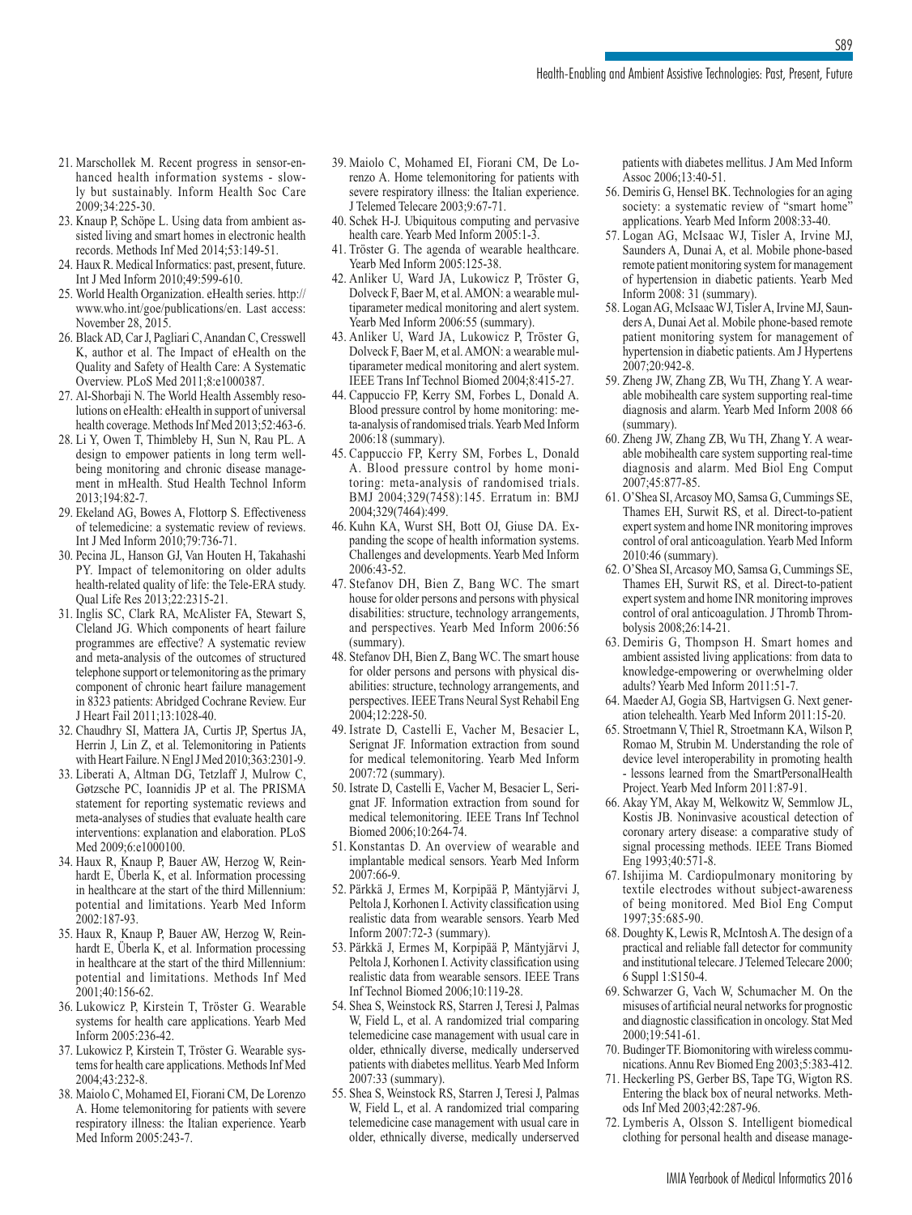21. Marschollek M. Recent progress in sensor-enhanced health information systems - slowly but sustainably. Inform Health Soc Care 2009;34:225-30.
23. Knaup P, Schöpe L. Using data from ambient assisted living and smart homes in electronic health records. Methods Inf Med 2014;53:149-51.
24. Haux R. Medical Informatics: past, present, future. Int J Med Inform 2010;49:599-610.
25. World Health Organization. eHealth series. http://www.who.int/goe/publications/en. Last access: November 28, 2015.
26. Black AD, Car J, Pagliari C, Anandan C, Cresswell K, author et al. The Impact of eHealth on the Quality and Safety of Health Care: A Systematic Overview. PLoS Med 2011;8:e1000387.
27. Al-Shorbaji N. The World Health Assembly resolutions on eHealth: eHealth in support of universal health coverage. Methods Inf Med 2013;52:463-6.
28. Li Y, Owen T, Thimbleby H, Sun N, Rau PL. A design to empower patients in long term wellbeing monitoring and chronic disease management in mHealth. Stud Health Technol Inform 2013;194:82-7.
29. Ekeland AG, Bowes A, Flottorp S. Effectiveness of telemedicine: a systematic review of reviews. Int J Med Inform 2010;79:736-71.
30. Pecina JL, Hanson GJ, Van Houten H, Takahashi PY. Impact of telemonitoring on older adults health-related quality of life: the Tele-ERA study. Qual Life Res 2013;22:2315-21.
31. Inglis SC, Clark RA, McAlister FA, Stewart S, Cleland JG. Which components of heart failure programmes are effective? A systematic review and meta-analysis of the outcomes of structured telephone support or telemonitoring as the primary component of chronic heart failure management in 8323 patients: Abridged Cochrane Review. Eur J Heart Fail 2011;13:1028-40.
32. Chaudhry SI, Mattera JA, Curtis JP, Spertus JA, Herrin J, Lin Z, et al. Telemonitoring in Patients with Heart Failure. N Engl J Med 2010;363:2301-9.
33. Liberati A, Altman DG, Tetzlaff J, Mulrow C, Gøtzsche PC, Ioannidis JP et al. The PRISMA statement for reporting systematic reviews and meta-analyses of studies that evaluate health care interventions: explanation and elaboration. PLoS Med 2009;6:e1000100.
34. Haux R, Knaup P, Bauer AW, Herzog W, Reinhardt E, Überla K, et al. Information processing in healthcare at the start of the third Millennium: potential and limitations. Yearb Med Inform 2002:187-93.
35. Haux R, Knaup P, Bauer AW, Herzog W, Reinhardt E, Überla K, et al. Information processing in healthcare at the start of the third Millennium: potential and limitations. Methods Inf Med 2001;40:156-62.
36. Lukowicz P, Kirstein T, Tröster G. Wearable systems for health care applications. Yearb Med Inform 2005:236-42.
37. Lukowicz P, Kirstein T, Tröster G. Wearable systems for health care applications. Methods Inf Med 2004;43:232-8.
38. Maiolo C, Mohamed EI, Fiorani CM, De Lorenzo A. Home telemonitoring for patients with severe respiratory illness: the Italian experience. Yearb Med Inform 2005:243-7.
39. Maiolo C, Mohamed EI, Fiorani CM, De Lorenzo A. Home telemonitoring for patients with severe respiratory illness: the Italian experience. J Telemed Telecare 2003;9:67-71.
40. Schek H-J. Ubiquitous computing and pervasive health care. Yearb Med Inform 2005:1-3.
41. Tröster G. The agenda of wearable healthcare. Yearb Med Inform 2005:125-38.
42. Anliker U, Ward JA, Lukowicz P, Tröster G, Dolveck F, Baer M, et al. AMON: a wearable multiparameter medical monitoring and alert system. Yearb Med Inform 2006:55 (summary).
43. Anliker U, Ward JA, Lukowicz P, Tröster G, Dolveck F, Baer M, et al. AMON: a wearable multiparameter medical monitoring and alert system. IEEE Trans Inf Technol Biomed 2004;8:415-27.
44. Cappuccio FP, Kerry SM, Forbes L, Donald A. Blood pressure control by home monitoring: meta-analysis of randomised trials. Yearb Med Inform 2006:18 (summary).
45. Cappuccio FP, Kerry SM, Forbes L, Donald A. Blood pressure control by home monitoring: meta-analysis of randomised trials. BMJ 2004;329(7458):145. Erratum in: BMJ 2004;329(7464):499.
46. Kuhn KA, Wurst SH, Bott OJ, Giuse DA. Expanding the scope of health information systems. Challenges and developments. Yearb Med Inform 2006:43-52.
47. Stefanov DH, Bien Z, Bang WC. The smart house for older persons and persons with physical disabilities: structure, technology arrangements, and perspectives. Yearb Med Inform 2006:56 (summary).
48. Stefanov DH, Bien Z, Bang WC. The smart house for older persons and persons with physical disabilities: structure, technology arrangements, and perspectives. IEEE Trans Neural Syst Rehabil Eng 2004;12:228-50.
49. Istrate D, Castelli E, Vacher M, Besacier L, Serignat JF. Information extraction from sound for medical telemonitoring. Yearb Med Inform 2007:72 (summary).
50. Istrate D, Castelli E, Vacher M, Besacier L, Serignat JF. Information extraction from sound for medical telemonitoring. IEEE Trans Inf Technol Biomed 2006;10:264-74.
51. Konstantas D. An overview of wearable and implantable medical sensors. Yearb Med Inform 2007:66-9.
52. Pärkkä J, Ermes M, Korpipää P, Mäntyjärvi J, Peltola J, Korhonen I. Activity classification using realistic data from wearable sensors. Yearb Med Inform 2007:72-3 (summary).
53. Pärkkä J, Ermes M, Korpipää P, Mäntyjärvi J, Peltola J, Korhonen I. Activity classification using realistic data from wearable sensors. IEEE Trans Inf Technol Biomed 2006;10:119-28.
54. Shea S, Weinstock RS, Starren J, Teresi J, Palmas W, Field L, et al. A randomized trial comparing telemedicine case management with usual care in older, ethnically diverse, medically underserved patients with diabetes mellitus. Yearb Med Inform 2007:33 (summary).
55. Shea S, Weinstock RS, Starren J, Teresi J, Palmas W, Field L, et al. A randomized trial comparing telemedicine case management with usual care in older, ethnically diverse, medically underserved patients with diabetes mellitus. J Am Med Inform Assoc 2006;13:40-51.
56. Demiris G, Hensel BK. Technologies for an aging society: a systematic review of "smart home" applications. Yearb Med Inform 2008:33-40.
57. Logan AG, McIsaac WJ, Tisler A, Irvine MJ, Saunders A, Dunai A, et al. Mobile phone-based remote patient monitoring system for management of hypertension in diabetic patients. Yearb Med Inform 2008: 31 (summary).
58. Logan AG, McIsaac WJ, Tisler A, Irvine MJ, Saunders A, Dunai Aet al. Mobile phone-based remote patient monitoring system for management of hypertension in diabetic patients. Am J Hypertens 2007;20:942-8.
59. Zheng JW, Zhang ZB, Wu TH, Zhang Y. A wearable mobihealth care system supporting real-time diagnosis and alarm. Yearb Med Inform 2008 66 (summary).
60. Zheng JW, Zhang ZB, Wu TH, Zhang Y. A wearable mobihealth care system supporting real-time diagnosis and alarm. Med Biol Eng Comput 2007;45:877-85.
61. O'Shea SI, Arcasoy MO, Samsa G, Cummings SE, Thames EH, Surwit RS, et al. Direct-to-patient expert system and home INR monitoring improves control of oral anticoagulation. Yearb Med Inform 2010:46 (summary).
62. O'Shea SI, Arcasoy MO, Samsa G, Cummings SE, Thames EH, Surwit RS, et al. Direct-to-patient expert system and home INR monitoring improves control of oral anticoagulation. J Thromb Thrombolysis 2008;26:14-21.
63. Demiris G, Thompson H. Smart homes and ambient assisted living applications: from data to knowledge-empowering or overwhelming older adults? Yearb Med Inform 2011:51-7.
64. Maeder AJ, Gogia SB, Hartvigsen G. Next generation telehealth. Yearb Med Inform 2011:15-20.
65. Stroetmann V, Thiel R, Stroetmann KA, Wilson P, Romao M, Strubin M. Understanding the role of device level interoperability in promoting health - lessons learned from the SmartPersonalHealth Project. Yearb Med Inform 2011:87-91.
66. Akay YM, Akay M, Welkowitz W, Semmlow JL, Kostis JB. Noninvasive acoustical detection of coronary artery disease: a comparative study of signal processing methods. IEEE Trans Biomed Eng 1993;40:571-8.
67. Ishijima M. Cardiopulmonary monitoring by textile electrodes without subject-awareness of being monitored. Med Biol Eng Comput 1997;35:685-90.
68. Doughty K, Lewis R, McIntosh A. The design of a practical and reliable fall detector for community and institutional telecare. J Telemed Telecare 2000; 6 Suppl 1:S150-4.
69. Schwarzer G, Vach W, Schumacher M. On the misuses of artificial neural networks for prognostic and diagnostic classification in oncology. Stat Med 2000;19:541-61.
70. Budinger TF. Biomonitoring with wireless communications. Annu Rev Biomed Eng 2003;5:383-412.
71. Heckerling PS, Gerber BS, Tape TG, Wigton RS. Entering the black box of neural networks. Methods Inf Med 2003;42:287-96.
72. Lymberis A, Olsson S. Intelligent biomedical clothing for personal health and disease manage-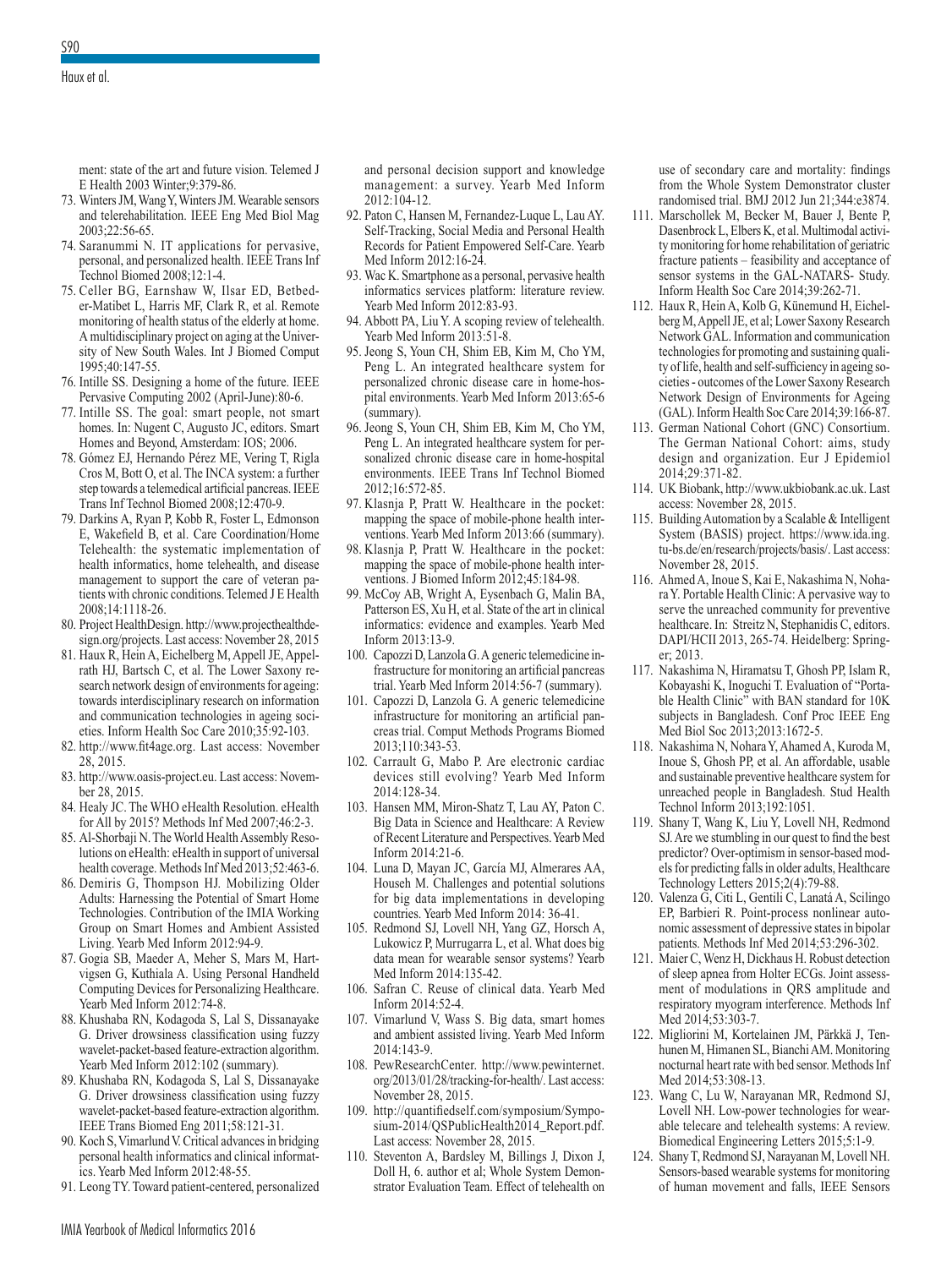ment: state of the art and future vision. Telemed J E Health 2003 Winter;9:379-86.

73. Winters JM, Wang Y, Winters JM. Wearable sensors and telerehabilitation. IEEE Eng Med Biol Mag 2003;22:56-65.
74. Saranummi N. IT applications for pervasive, personal, and personalized health. IEEE Trans Inf Technol Biomed 2008;12:1-4.
75. Celler BG, Earnshaw W, Ilsar ED, Betbeder-Matibet L, Harris MF, Clark R, et al. Remote monitoring of health status of the elderly at home. A multidisciplinary project on aging at the University of New South Wales. Int J Biomed Comput 1995;40:147-55.
76. Intille SS. Designing a home of the future. IEEE Pervasive Computing 2002 (April-June):80-6.
77. Intille SS. The goal: smart people, not smart homes. In: Nugent C, Augusto JC, editors. Smart Homes and Beyond, Amsterdam: IOS; 2006.
78. Gómez EJ, Hernando Pérez ME, Vering T, Rigla Cros M, Bott O, et al. The INCA system: a further step towards a telemedical artificial pancreas. IEEE Trans Inf Technol Biomed 2008;12:470-9.
79. Darkins A, Ryan P, Kobb R, Foster L, Edmonson E, Wakefield B, et al. Care Coordination/Home Telehealth: the systematic implementation of health informatics, home telehealth, and disease management to support the care of veteran patients with chronic conditions. Telemed J E Health 2008;12:1118-26.
80. Project HealthDesign. http://www.projecthealthdesign.org/projects. Last access: November 28, 2015
81. Haux R, Hein A, Eichelberg M, Appell JE, Appelrath HJ, Bartsch C, et al. The Lower Saxony research network design of environments for ageing: towards interdisciplinary research on information and communication technologies in ageing societies. Inform Health Soc Care 2010;35:92-103.
82. http://www.fit4age.org. Last access: November 28, 2015.
83. http://www.oasis-project.eu. Last access: November 28, 2015.
84. Healy JC. The WHO eHealth Resolution. eHealth for All by 2015? Methods Inf Med 2007;46:2-3.
85. Al-Shorbaji N. The World Health Assembly Resolutions on eHealth: eHealth in support of universal health coverage. Methods Inf Med 2013;52:463-6.
86. Demiris G, Thompson HJ. Mobilizing Older Adults: Harnessing the Potential of Smart Home Technologies. Contribution of the IMIA Working Group on Smart Homes and Ambient Assisted Living. Yearb Med Inform 2012:94-9.
87. Gogia SB, Maeder A, Meher S, Mars M, Hartvigsen G, Kuthiala A. Using Personal Handheld Computing Devices for Personalizing Healthcare. Yearb Med Inform 2012:74-8.
88. Khushaba RN, Kodagoda S, Lal S, Dissanayake G. Driver drowsiness classification using fuzzy wavelet-packet-based feature-extraction algorithm. Yearb Med Inform 2012:102 (summary).
89. Khushaba RN, Kodagoda S, Lal S, Dissanayake G. Driver drowsiness classification using fuzzy wavelet-packet-based feature-extraction algorithm. IEEE Trans Biomed Eng 2011;58:121-31.
90. Koch S, Vimarlund V. Critical advances in bridging personal health informatics and clinical informatics. Yearb Med Inform 2012:48-55.
91. Leong TY. Toward patient-centered, personalized and personal decision support and knowledge management: a survey. Yearb Med Inform 2012:104-12.
92. Paton C, Hansen M, Fernandez-Luque L, Lau AY. Self-Tracking, Social Media and Personal Health Records for Patient Empowered Self-Care. Yearb Med Inform 2012:16-24.
93. Wac K. Smartphone as a personal, pervasive health informatics services platform: literature review. Yearb Med Inform 2012:83-93.
94. Abbott PA, Liu Y. A scoping review of telehealth. Yearb Med Inform 2013:51-8.
95. Jeong S, Youn CH, Shim EB, Kim M, Cho YM, Peng L. An integrated healthcare system for personalized chronic disease care in home-hospital environments. Yearb Med Inform 2013:65-6 (summary).
96. Jeong S, Youn CH, Shim EB, Kim M, Cho YM, Peng L. An integrated healthcare system for personalized chronic disease care in home-hospital environments. IEEE Trans Inf Technol Biomed 2012;16:572-85.
97. Klasnja P, Pratt W. Healthcare in the pocket: mapping the space of mobile-phone health interventions. Yearb Med Inform 2013:66 (summary).
98. Klasnja P, Pratt W. Healthcare in the pocket: mapping the space of mobile-phone health interventions. J Biomed Inform 2012;45:184-98.
99. McCoy AB, Wright A, Eysenbach G, Malin BA, Patterson ES, Xu H, et al. State of the art in clinical informatics: evidence and examples. Yearb Med Inform 2013:13-9.
100. Capozzi D, Lanzola G. A generic telemedicine infrastructure for monitoring an artificial pancreas trial. Yearb Med Inform 2014:56-7 (summary).
101. Capozzi D, Lanzola G. A generic telemedicine infrastructure for monitoring an artificial pancreas trial. Comput Methods Programs Biomed 2013;110:343-53.
102. Carrault G, Mabo P. Are electronic cardiac devices still evolving? Yearb Med Inform 2014:128-34.
103. Hansen MM, Miron-Shatz T, Lau AY, Paton C. Big Data in Science and Healthcare: A Review of Recent Literature and Perspectives. Yearb Med Inform 2014:21-6.
104. Luna D, Mayan JC, García MJ, Almerares AA, Househ M. Challenges and potential solutions for big data implementations in developing countries. Yearb Med Inform 2014: 36-41.
105. Redmond SJ, Lovell NH, Yang GZ, Horsch A, Lukowicz P, Murrugarra L, et al. What does big data mean for wearable sensor systems? Yearb Med Inform 2014:135-42.
106. Safran C. Reuse of clinical data. Yearb Med Inform 2014:52-4.
107. Vimarlund V, Wass S. Big data, smart homes and ambient assisted living. Yearb Med Inform 2014:143-9.
108. PewResearchCenter. http://www.pewinternet.org/2013/01/28/tracking-for-health/. Last access: November 28, 2015.
109. http://quantifiedself.com/symposium/Symposium-2014/QSPublicHealth2014_Report.pdf. Last access: November 28, 2015.
110. Steventon A, Bardsley M, Billings J, Dixon J, Doll H, 6. author et al; Whole System Demonstrator Evaluation Team. Effect of telehealth on use of secondary care and mortality: findings from the Whole System Demonstrator cluster randomised trial. BMJ 2012 Jun 21;344:e3874.
111. Marschollek M, Becker M, Bauer J, Bente P, Dasenbrock L, Elbers K, et al. Multimodal activity monitoring for home rehabilitation of geriatric fracture patients – feasibility and acceptance of sensor systems in the GAL-NATARS- Study. Inform Health Soc Care 2014;39:262-71.
112. Haux R, Hein A, Kolb G, Künemund H, Eichelberg M, Appell JE, et al; Lower Saxony Research Network GAL. Information and communication technologies for promoting and sustaining quality of life, health and self-sufficiency in ageing societies - outcomes of the Lower Saxony Research Network Design of Environments for Ageing (GAL). Inform Health Soc Care 2014;39:166-87.
113. German National Cohort (GNC) Consortium. The German National Cohort: aims, study design and organization. Eur J Epidemiol 2014;29:371-82.
114. UK Biobank, http://www.ukbiobank.ac.uk. Last access: November 28, 2015.
115. Building Automation by a Scalable & Intelligent System (BASIS) project. https://www.ida.ing.tu-bs.de/en/research/projects/basis/. Last access: November 28, 2015.
116. Ahmed A, Inoue S, Kai E, Nakashima N, Nohara Y. Portable Health Clinic: A pervasive way to serve the unreached community for preventive healthcare. In: Streitz N, Stephanidis C, editors. DAPI/HCII 2013, 265-74. Heidelberg: Springer; 2013.
117. Nakashima N, Hiramatsu T, Ghosh PP, Islam R, Kobayashi K, Inoguchi T. Evaluation of "Portable Health Clinic" with BAN standard for 10K subjects in Bangladesh. Conf Proc IEEE Eng Med Biol Soc 2013;2013:1672-5.
118. Nakashima N, Nohara Y, Ahamed A, Kuroda M, Inoue S, Ghosh PP, et al. An affordable, usable and sustainable preventive healthcare system for unreached people in Bangladesh. Stud Health Technol Inform 2013;192:1051.
119. Shany T, Wang K, Liu Y, Lovell NH, Redmond SJ. Are we stumbling in our quest to find the best predictor? Over-optimism in sensor-based models for predicting falls in older adults, Healthcare Technology Letters 2015;2(4):79-88.
120. Valenza G, Citi L, Gentili C, Lanatá A, Scilingo EP, Barbieri R. Point-process nonlinear autonomic assessment of depressive states in bipolar patients. Methods Inf Med 2014;53:296-302.
121. Maier C, Wenz H, Dickhaus H. Robust detection of sleep apnea from Holter ECGs. Joint assessment of modulations in QRS amplitude and respiratory myogram interference. Methods Inf Med 2014;53:303-7.
122. Migliorini M, Kortelainen JM, Pärkkä J, Tenhunen M, Himanen SL, Bianchi AM. Monitoring nocturnal heart rate with bed sensor. Methods Inf Med 2014;53:308-13.
123. Wang C, Lu W, Narayanan MR, Redmond SJ, Lovell NH. Low-power technologies for wearable telecare and telehealth systems: A review. Biomedical Engineering Letters 2015;5:1-9.
124. Shany T, Redmond SJ, Narayanan M, Lovell NH. Sensors-based wearable systems for monitoring of human movement and falls, IEEE Sensors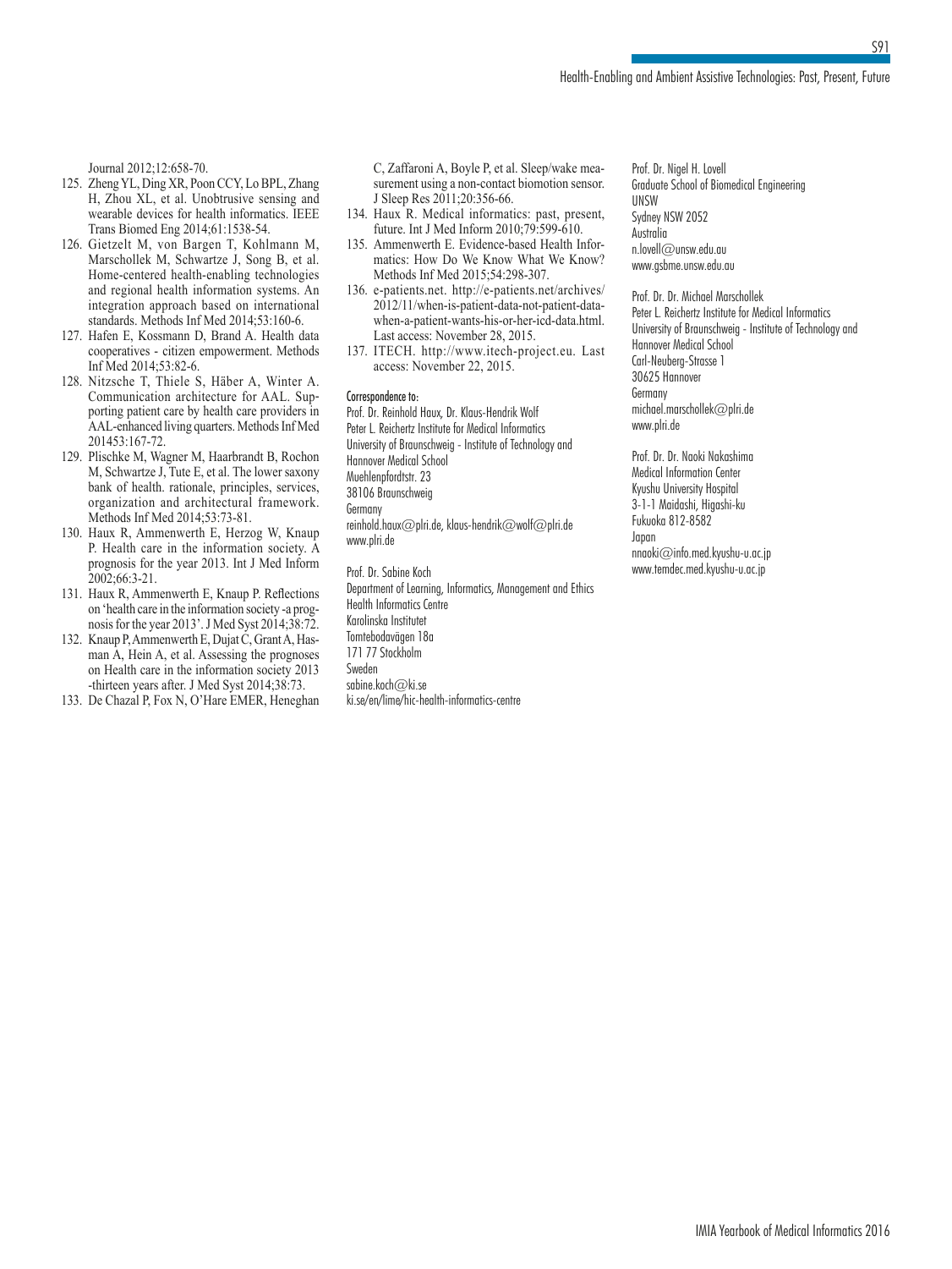Journal 2012;12:658-70.

125. Zheng YL, Ding XR, Poon CCY, Lo BPL, Zhang H, Zhou XL, et al. Unobtrusive sensing and wearable devices for health informatics. IEEE Trans Biomed Eng 2014;61:1538-54.
126. Gietzelt M, von Bargen T, Kohlmann M, Marschollek M, Schwartze J, Song B, et al. Home-centered health-enabling technologies and regional health information systems. An integration approach based on international standards. Methods Inf Med 2014;53:160-6.
127. Hafen E, Kossmann D, Brand A. Health data cooperatives - citizen empowerment. Methods Inf Med 2014;53:82-6.
128. Nitzsche T, Thiele S, Häber A, Winter A. Communication architecture for AAL. Supporting patient care by health care providers in AAL-enhanced living quarters. Methods Inf Med 201453:167-72.
129. Plischke M, Wagner M, Haarbrandt B, Rochon M, Schwartze J, Tute E, et al. The lower saxony bank of health. rationale, principles, services, organization and architectural framework. Methods Inf Med 2014;53:73-81.
130. Haux R, Ammenwerth E, Herzog W, Knaup P. Health care in the information society. A prognosis for the year 2013. Int J Med Inform 2002;66:3-21.
131. Haux R, Ammenwerth E, Knaup P. Reflections on 'health care in the information society -a prognosis for the year 2013'. J Med Syst 2014;38:72.
132. Knaup P, Ammenwerth E, Dujat C, Grant A, Hasman A, Hein A, et al. Assessing the prognoses on Health care in the information society 2013 -thirteen years after. J Med Syst 2014;38:73.
133. De Chazal P, Fox N, O'Hare EMER, Heneghan C, Zaffaroni A, Boyle P, et al. Sleep/wake measurement using a non-contact biomotion sensor. J Sleep Res 2011;20:356-66.
134. Haux R. Medical informatics: past, present, future. Int J Med Inform 2010;79:599-610.
135. Ammenwerth E. Evidence-based Health Informatics: How Do We Know What We Know? Methods Inf Med 2015;54:298-307.
136. e-patients.net. http://e-patients.net/archives/2012/11/when-is-patient-data-not-patient-data-when-a-patient-wants-his-or-her-icd-data.html. Last access: November 28, 2015.
137. ITECH. http://www.itech-project.eu. Last access: November 22, 2015.

#### Correspondence to:

Prof. Dr. Reinhold Haux, Dr. Klaus-Hendrik Wolf
Peter L. Reichertz Institute for Medical Informatics
University of Braunschweig - Institute of Technology and Hannover Medical School
Muehlenpfordtstr. 23
38106 Braunschweig
Germany
reinhold.haux@plri.de, klaus-hendrik@wolf@plri.de
www.plri.de

Prof. Dr. Sabine Koch
Department of Learning, Informatics, Management and Ethics
Health Informatics Centre
Karolinska Institutet
Tomtebodavägen 18a
171 77 Stockholm
Sweden
sabine.koch@ki.se
ki.se/en/lime/hic-health-informatics-centre

Prof. Dr. Nigel H. Lovell
Graduate School of Biomedical Engineering
UNSW
Sydney NSW 2052
Australia
n.lovell@unsw.edu.au
www.gsbme.unsw.edu.au

Prof. Dr. Dr. Michael Marschollek
Peter L. Reichertz Institute for Medical Informatics
University of Braunschweig - Institute of Technology and Hannover Medical School
Carl-Neuberg-Strasse 1
30625 Hannover
Germany
michael.marschollek@plri.de
www.plri.de

Prof. Dr. Dr. Naoki Nakashima
Medical Information Center
Kyushu University Hospital
3-1-1 Maidashi, Higashi-ku
Fukuoka 812-8582
Japan
nnaoki@info.med.kyushu-u.ac.jp
www.temdec.med.kyushu-u.ac.jp